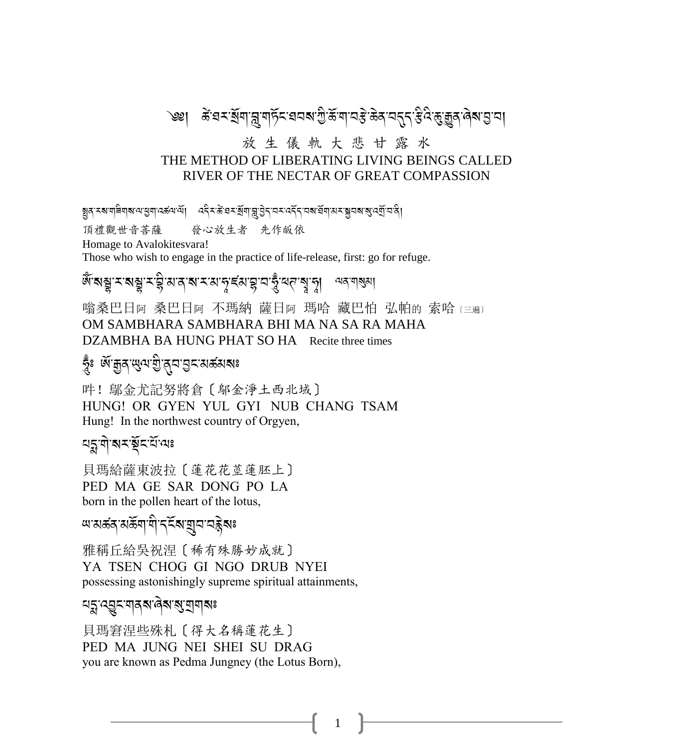# ༄། ཚེ་ཐར་སྲོག་བླུ་གཏོང་ཐབས་ཀྱི་ཆོ་ག་བརྩེ་ཆེན་བདུད་རྩིའི་ཆུ་རྒྱུན་ཞེས་བྱ་བ།

## 放 生 儀 軌 大 悲 甘 露 水

## THE METHOD OF LIBERATING LIVING BEINGS CALLED RIVER OF THE NECTAR OF GREAT COMPASSION

སྤྱན་རས་གཟིགས་ལ་ཕྱག་འཚལ་ལོ། འདིར་ཚེ་ཐར་སྲོག་བླུ་བྱེད་པར་འདོད་པས་ཐོག་མར་སྐྱབས་སུ་འགྲོ་བ་ནི།

頂禮觀世音菩薩　　發心放生者　先作皈依

Homage to Avalokitesvara!

Those who wish to engage in the practice of life-release, first: go for refuge.

ཨོཾ་སམྦྷ་ར་སམྦྷ་ར་བྷི་མ་ན་ས་ར་མ་ཧ་ཛམ་བྷ་བ་ཧཱུྃ་ཕཊ་སྭཱ་ཧཱ། ལན་གསུམ།

嗡桑巴日阿 桑巴日阿 不瑪納 薩日阿 瑪哈 藏巴怕 弘帕的 索哈〔三遍〕

OM SAMBHARA SAMBHARA BHI MA NA SA RA MAHA DZAMBHA BA HUNG PHAT SO HA　Recite three times

ཧཱུྃ༔ ཨོ་རྒྱན་ཡུལ་གྱི་ནུབ་བྱང་མཚམས༔

吽！鄔金尤記努將倉〔鄔金淨土西北域〕

HUNG! OR GYEN YUL GYI NUB CHANG TSAM

Hung! In the northwest country of Orgyen,

པདྨ་གེ་སར་སྡོང་པོ་ལ༔

貝瑪給薩東波拉〔蓮花花莖蓮胚上〕

PED MA GE SAR DONG PO LA

born in the pollen heart of the lotus,

ཡ་མཚན་མཆོག་གི་དངོས་གྲུབ་བརྙེས༔

雅稱丘給吳祝涅〔稀有殊勝妙成就〕

YA TSEN CHOG GI NGO DRUB NYEI

possessing astonishingly supreme spiritual attainments,

པདྨ་འབྱུང་གནས་ཞེས་སུ་གྲགས༔

貝瑪窘涅些殊札〔得大名稱蓮花生〕

PED MA JUNG NEI SHEI SU DRAG

you are known as Pedma Jungney (the Lotus Born),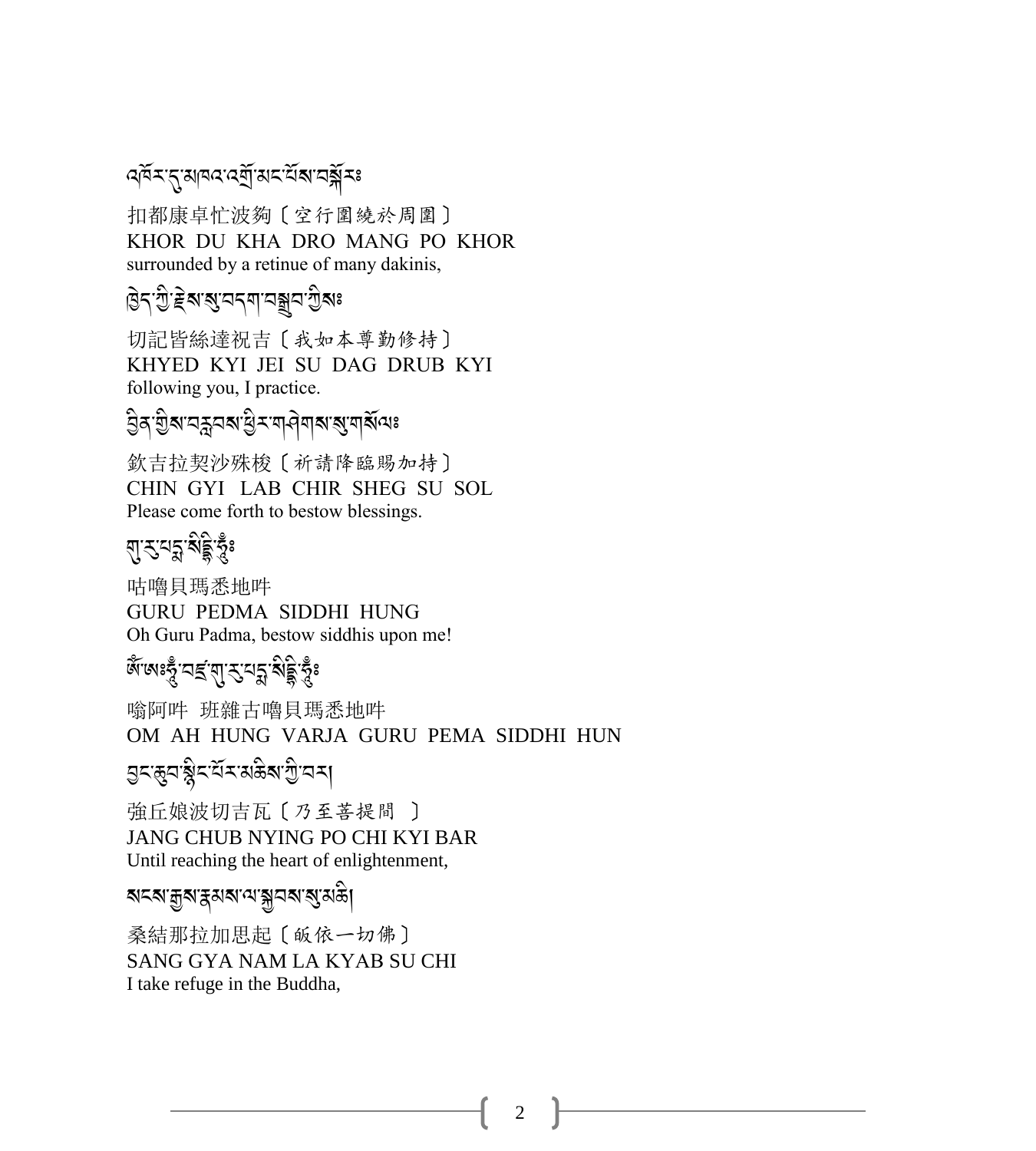འཁོར་དུ་མཁའ་འགྲོ་མང་པོས་བསྐོར༔

扣都康卓忙波夠〔空行圍繞於周圍〕
KHOR DU KHA DRO MANG PO KHOR
surrounded by a retinue of many dakinis,

ཁྱེད་ཀྱི་རྗེས་སུ་བདག་བསྒྲུབ་ཀྱིས༔

切記皆絲達祝吉〔我如本尊勤修持〕
KHYED KYI JEI SU DAG DRUB KYI
following you, I practice.

བྱིན་གྱིས་བརླབས་ཕྱིར་གཤེགས་སུ་གསོལ༔

欽吉拉契沙殊梭〔祈請降臨賜加持〕
CHIN GYI LAB CHIR SHEG SU SOL
Please come forth to bestow blessings.

གུ་རུ་པདྨ་སིདྡྷི་ཧཱུྃ༔

咕嚕貝瑪悉地吽
GURU PEDMA SIDDHI HUNG
Oh Guru Padma, bestow siddhis upon me!

ཨོཾ་ཨཱཿཧཱུྃ་བཛྲ་གུ་རུ་པདྨ་སིདྡྷི་ཧཱུྃ༔

嗡阿吽 班雜古嚕貝瑪悉地吽
OM AH HUNG VARJA GURU PEMA SIDDHI HUN

བྱང་ཆུབ་སྙིང་པོར་མཆིས་ཀྱི་བར།

強丘娘波切吉瓦〔乃至菩提間 〕
JANG CHUB NYING PO CHI KYI BAR
Until reaching the heart of enlightenment,

སངས་རྒྱས་རྣམས་ལ་སྐྱབས་སུ་མཆི།

桑結那拉加思起〔皈依一切佛〕
SANG GYA NAM LA KYAB SU CHI
I take refuge in the Buddha,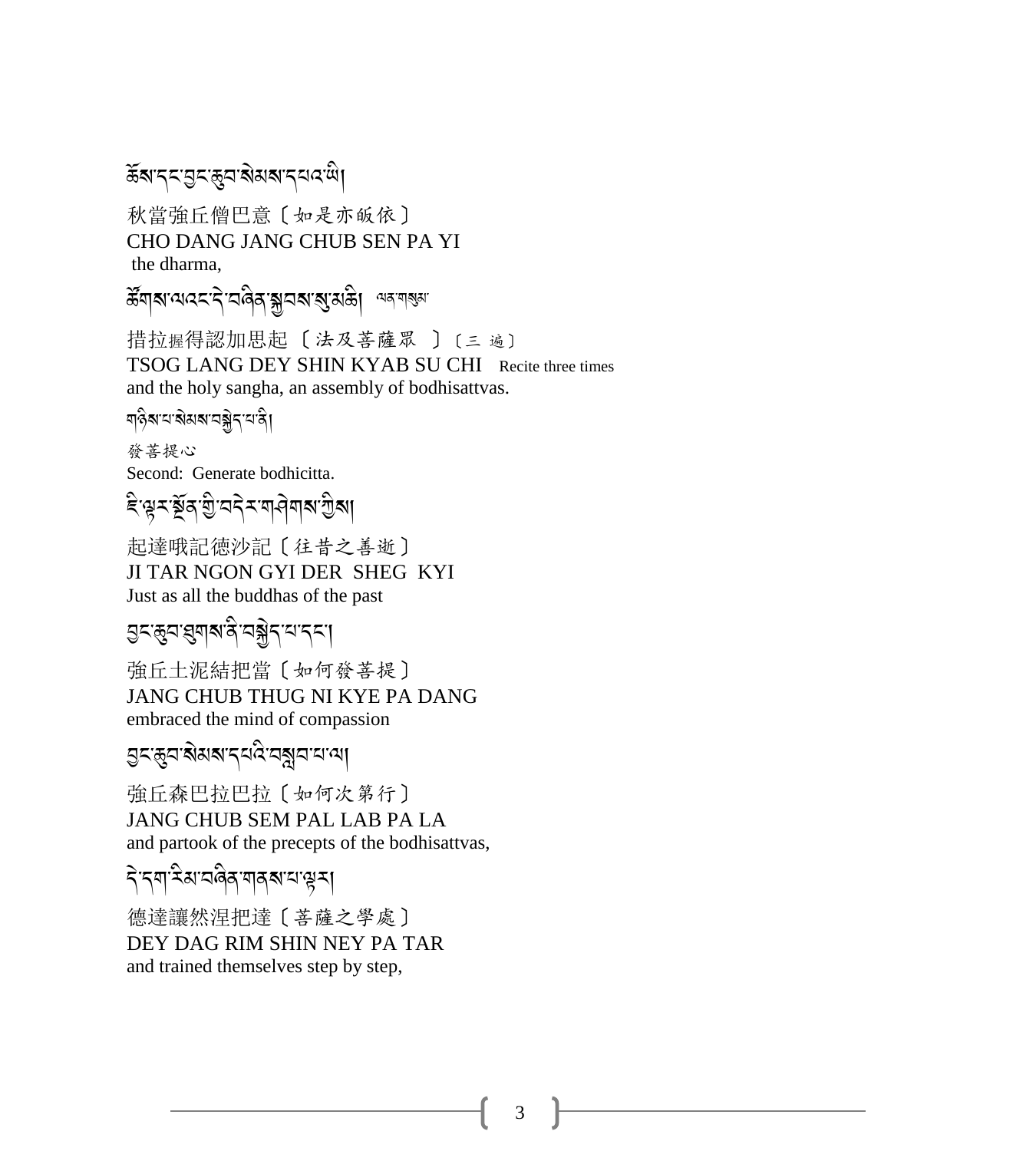ཆོས་དང་བྱང་ཆུབ་སེམས་དཔའ་ཡི།

秋當強丘僧巴意〔如是亦皈依〕
CHO DANG JANG CHUB SEN PA YI
the dharma,

ཚོགས་ལའང་དེ་བཞིན་སྐྱབས་སུ་མཆི། ལན་གསུམ་

措拉握得認加思起〔法及菩薩眾 〕〔三 遍〕
TSOG LANG DEY SHIN KYAB SU CHI Recite three times
and the holy sangha, an assembly of bodhisattvas.

གཉིས་པ་སེམས་བསྐྱེད་པ་ནི།

發菩提心
Second: Generate bodhicitta.

ཇི་ལྟར་སྔོན་གྱི་བདེར་གཤེགས་ཀྱིས།

起達哦記德沙記〔往昔之善逝〕
JI TAR NGON GYI DER SHEG KYI
Just as all the buddhas of the past

བྱང་ཆུབ་ཐུགས་ནི་བསྐྱེད་པ་དང་།

強丘土泥結把當〔如何發菩提〕
JANG CHUB THUG NI KYE PA DANG
embraced the mind of compassion

བྱང་ཆུབ་སེམས་དཔའི་བསླབ་པ་ལ།

強丘森巴拉巴拉〔如何次第行〕
JANG CHUB SEM PAL LAB PA LA
and partook of the precepts of the bodhisattvas,

དེ་དག་རིམ་བཞིན་གནས་པ་ལྟར།

德達讓然涅把達〔菩薩之學處〕
DEY DAG RIM SHIN NEY PA TAR
and trained themselves step by step,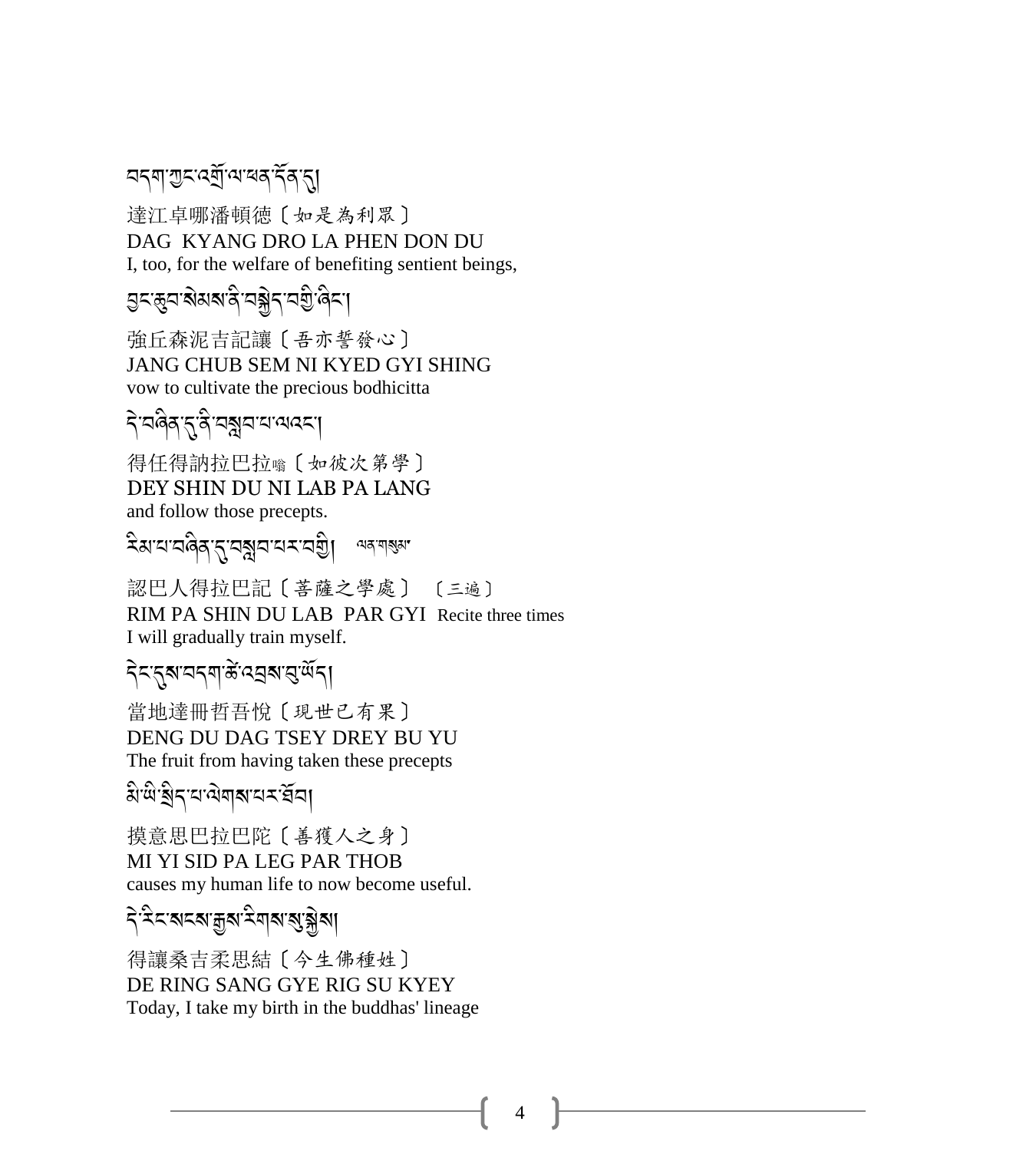བདག་ཀྱང་འགྲོ་ལ་ཕན་དོན་དུ།

達江卓哪潘頓德〔如是為利眾〕
DAG KYANG DRO LA PHEN DON DU
I, too, for the welfare of benefiting sentient beings,

བྱང་ཆུབ་སེམས་ནི་བསྐྱེད་བགྱི་ཞིང་།

強丘森泥吉記讓〔吾亦誓發心〕
JANG CHUB SEM NI KYED GYI SHING
vow to cultivate the precious bodhicitta

དེ་བཞིན་དུ་ནི་བསླབ་པ་ལའང་།

得任得訥拉巴拉嗡〔如彼次第學〕
DEY SHIN DU NI LAB PA LANG
and follow those precepts.

རིམ་པ་བཞིན་དུ་བསླབ་པར་བགྱི། ལན་གསུམ་

認巴人得拉巴記〔菩薩之學處〕〔三遍〕
RIM PA SHIN DU LAB PAR GYI Recite three times
I will gradually train myself.

དེང་དུས་བདག་ཚེ་འབྲས་བུ་ཡོད།

當地達冊哲吾悅〔現世已有果〕
DENG DU DAG TSEY DREY BU YU
The fruit from having taken these precepts

མི་ཡི་སྲིད་པ་ལེགས་པར་ཐོབ།

摸意思巴拉巴陀〔善獲人之身〕
MI YI SID PA LEG PAR THOB
causes my human life to now become useful.

དེ་རིང་སངས་རྒྱས་རིགས་སུ་སྐྱེས།

得讓桑吉柔思結〔今生佛種姓〕
DE RING SANG GYE RIG SU KYEY
Today, I take my birth in the buddhas' lineage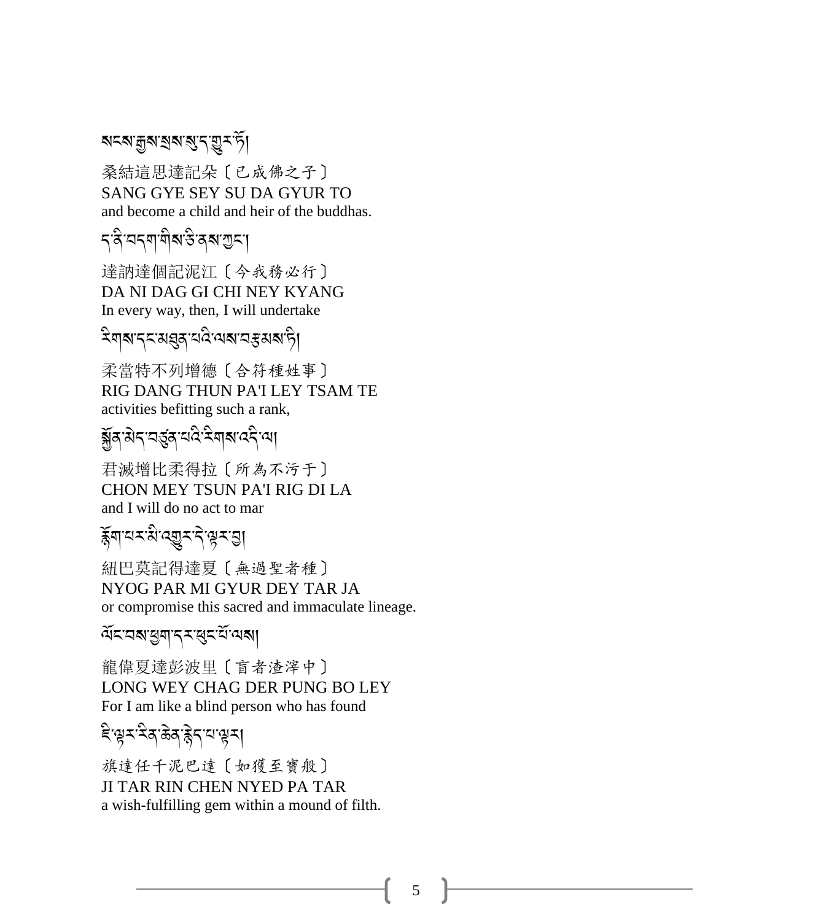སངས་རྒྱས་སྲས་སུ་ད་གྱུར་ཏོ།

桑結這思達記朵〔已成佛之子〕
SANG GYE SEY SU DA GYUR TO
and become a child and heir of the buddhas.

ད་ནི་བདག་གིས་ཅི་ནས་ཀྱང་།

達訥達個記泥江〔今我務必行〕
DA NI DAG GI CHI NEY KYANG
In every way, then, I will undertake

རིགས་དང་མཐུན་པའི་ལས་བརྩམས་ཏེ།

柔當特不列增德〔合符種姓事〕
RIG DANG THUN PA'I LEY TSAM TE
activities befitting such a rank,

སྐྱོན་མེད་བཙུན་པའི་རིགས་འདི་ལ།

君滅增比柔得拉〔所為不污于〕
CHON MEY TSUN PA'I RIG DI LA
and I will do no act to mar

རྙོག་པར་མི་འགྱུར་དེ་ལྟར་བྱ།

紐巴莫記得達夏〔無過聖者種〕
NYOG PAR MI GYUR DEY TAR JA
or compromise this sacred and immaculate lineage.

ལོང་བས་ཕྱག་དར་ཕུང་པོ་ལས།

龍偉夏達彭波里〔盲者渣滓中〕
LONG WEY CHAG DER PUNG BO LEY
For I am like a blind person who has found

ཇི་ལྟར་རིན་ཆེན་རྙེད་པ་ལྟར།

旗達任千泥巴達〔如獲至寶般〕
JI TAR RIN CHEN NYED PA TAR
a wish-fulfilling gem within a mound of filth.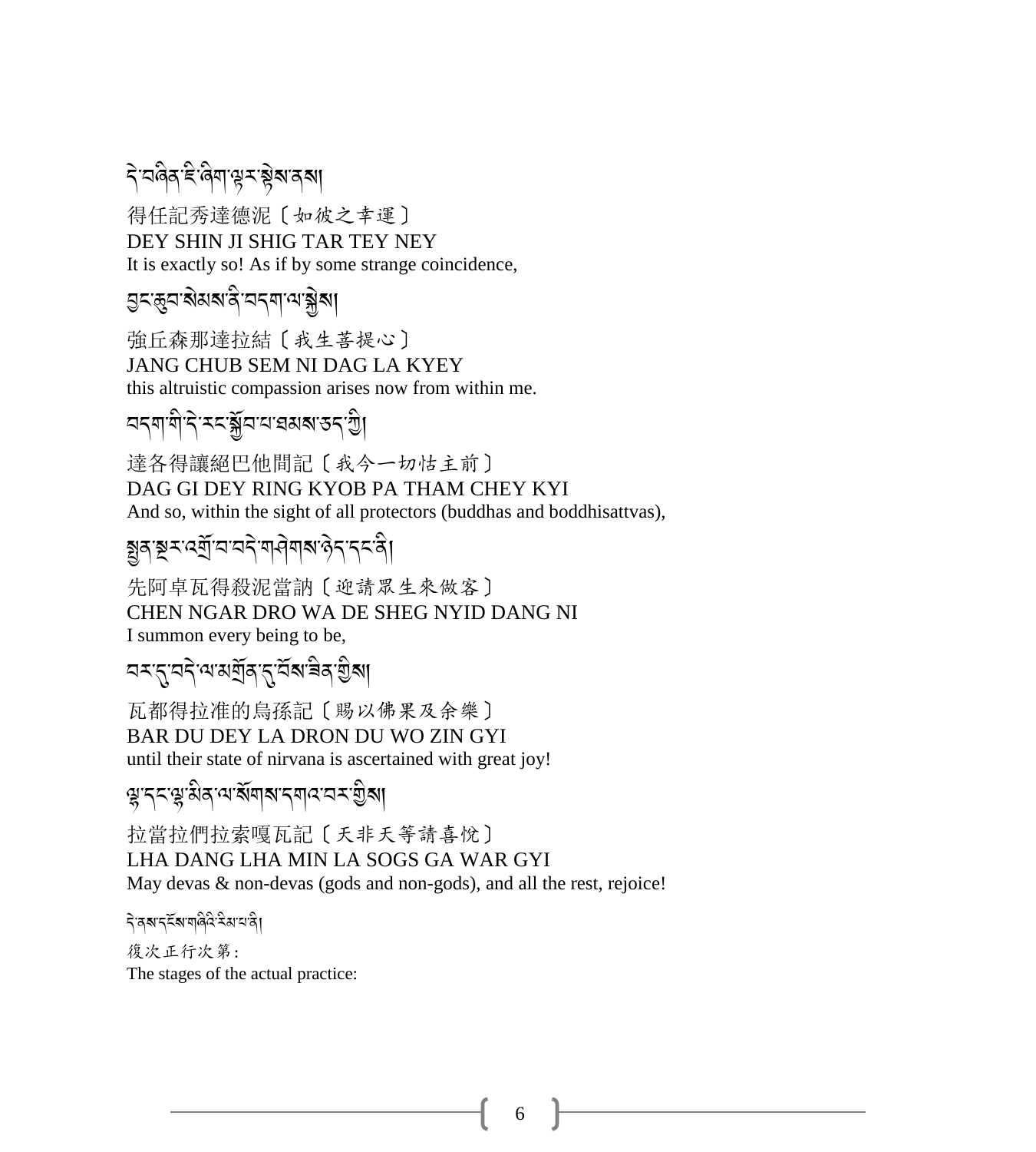དེ་བཞིན་ཇི་ཞིག་ལྟར་སྟེས་ནས།

得任記秀達德泥〔如彼之幸運〕
DEY SHIN JI SHIG TAR TEY NEY
It is exactly so! As if by some strange coincidence,

བྱང་ཆུབ་སེམས་ནི་བདག་ལ་སྐྱེས།

強丘森那達拉結〔我生菩提心〕
JANG CHUB SEM NI DAG LA KYEY
this altruistic compassion arises now from within me.

བདག་གི་དེ་རིང་སྐྱོབ་པ་ཐམས་ཅད་ཀྱི།

達各得讓絕巴他間記〔我今一切怙主前〕
DAG GI DEY RING KYOB PA THAM CHEY KYI
And so, within the sight of all protectors (buddhas and boddhisattvas),

སྤྱན་སྔར་འགྲོ་བ་བདེ་གཤེགས་ཉིད་དང་ནི།

先阿卓瓦得殺泥當訥〔迎請眾生來做客〕
CHEN NGAR DRO WA DE SHEG NYID DANG NI
I summon every being to be,

བར་དུ་བདེ་ལ་མགྲོན་དུ་བོས་ཟིན་གྱིས།

瓦都得拉准的烏孫記〔賜以佛果及余樂〕
BAR DU DEY LA DRON DU WO ZIN GYI
until their state of nirvana is ascertained with great joy!

ལྷ་དང་ལྷ་མིན་ལ་སོགས་དགའ་བར་གྱིས།

拉當拉們拉索嘎瓦記〔天非天等請喜悅〕
LHA DANG LHA MIN LA SOGS GA WAR GYI
May devas & non-devas (gods and non-gods), and all the rest, rejoice!

དེ་ནས་དངོས་གཞིའི་རིམ་པ་ནི།

復次正行次第：
The stages of the actual practice: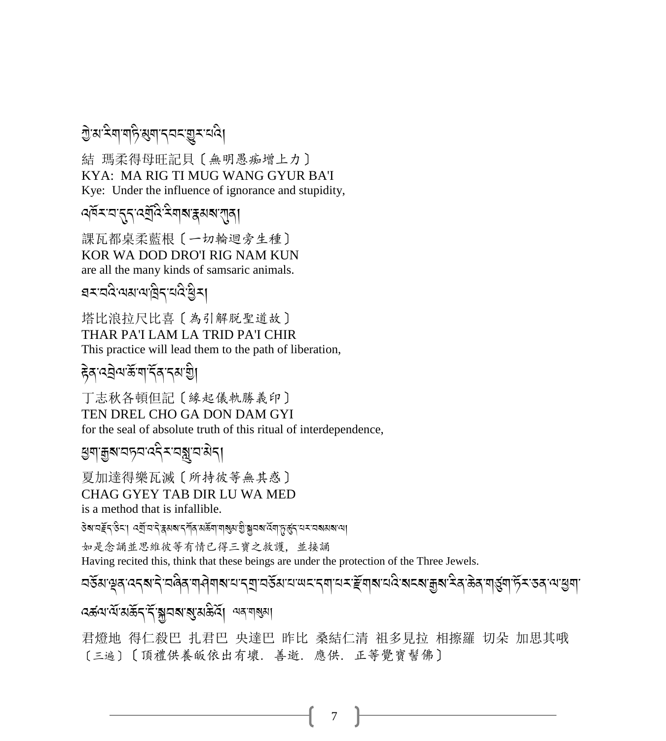ཀྱེ་མ་རིག་གཏི་མུག་དབང་གྱུར་པའི།

結 瑪柔得母旺記貝〔無明愚痴增上力〕
KYA: MA RIG TI MUG WANG GYUR BA'I
Kye: Under the influence of ignorance and stupidity,

འཁོར་བ་དུད་འགྲོའི་རིགས་རྣམས་ཀུན།

課瓦都桌柔藍根〔一切輪迴旁生種〕
KOR WA DOD DRO'I RIG NAM KUN
are all the many kinds of samsaric animals.

ཐར་པའི་ལམ་ལ་ཁྲིད་པའི་ཕྱིར།

塔比浪拉尺比喜〔為引解脱聖道故〕
THAR PA'I LAM LA TRID PA'I CHIR
This practice will lead them to the path of liberation,

རྟེན་འབྲེལ་ཆོ་ག་དོན་དམ་གྱི།

丁志秋各頓但記〔緣起儀軌勝義印〕
TEN DREL CHO GA DON DAM GYI
for the seal of absolute truth of this ritual of interdependence,

ཕྱག་རྒྱས་བཏབ་འདིར་བསླུ་བ་མེད།

夏加達得樂瓦滅〔所持彼等無其惑〕
CHAG GYEY TAB DIR LU WA MED
is a method that is infallible.

ཅེས་བརྗོད་ཅིང་། འགྲོ་བ་དེ་རྣམས་དཀོན་མཆོག་གསུམ་གྱི་སྐྱབས་འོག་ཏུ་ཚུད་པར་བསམས་ལ།

如是念誦並思維彼等有情已得三寶之救護，並接誦
Having recited this, think that these beings are under the protection of the Three Jewels.

བཅོམ་ལྡན་འདས་དེ་བཞིན་གཤེགས་པ་དགྲ་བཅོམ་པ་ཡང་དག་པར་རྫོགས་པའི་སངས་རྒྱས་རིན་ཆེན་གཙུག་ཏོར་ཅན་ལ་ཕྱག་འཚལ་ལོ་མཆོད་དོ་སྐྱབས་སུ་མཆིའོ། ལན་གསུམ།

君燈地 得仁殺巴 扎君巴 央達巴 昨比 桑結仁清 祖多見拉 相擦羅 切朵 加思其哦〔三遍〕〔頂禮供養皈依出有壞. 善逝. 應供. 正等覺寶髻佛〕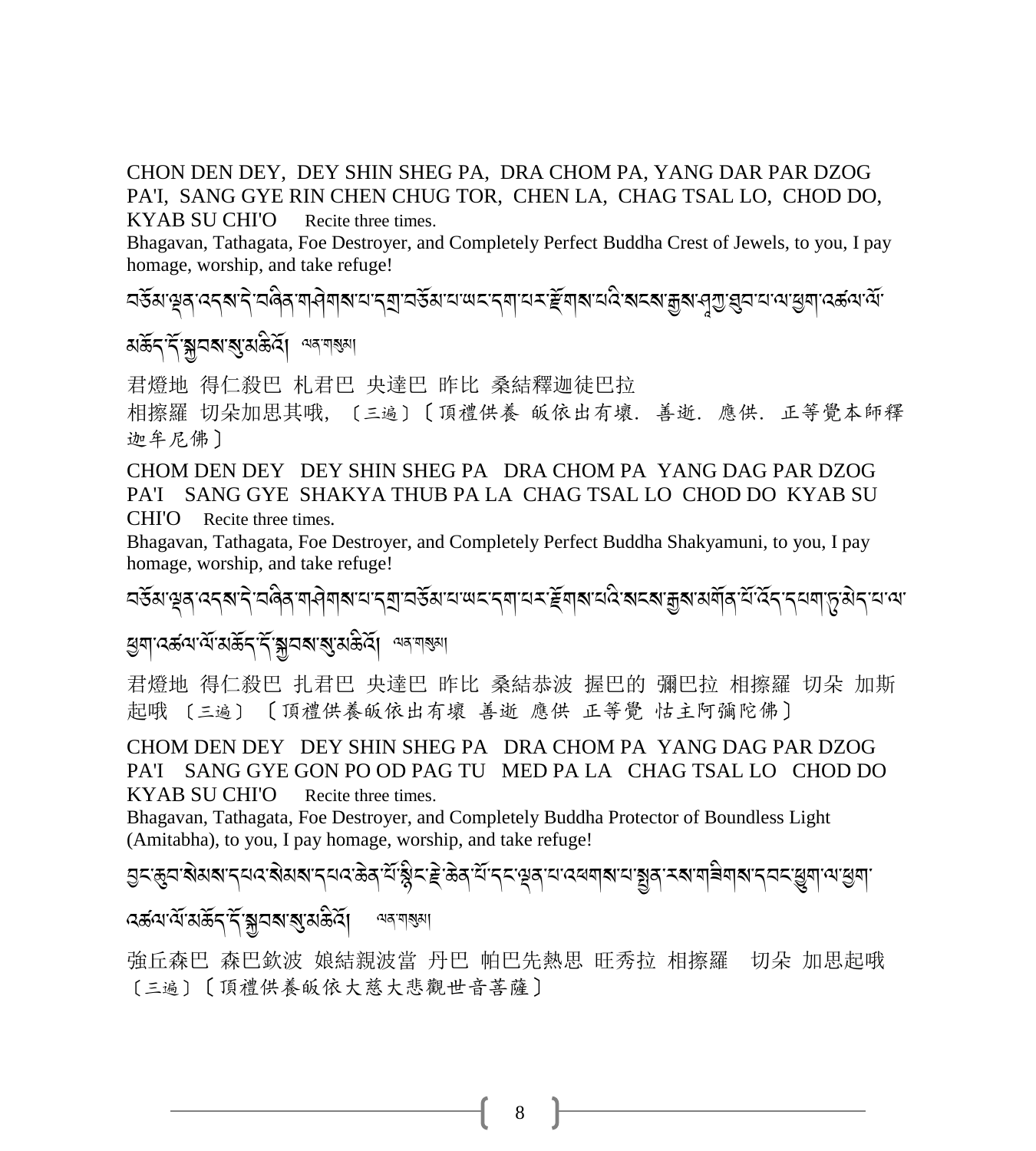CHON DEN DEY, DEY SHIN SHEG PA, DRA CHOM PA, YANG DAR PAR DZOG PA'I, SANG GYE RIN CHEN CHUG TOR, CHEN LA, CHAG TSAL LO, CHOD DO, KYAB SU CHI'O Recite three times.

Bhagavan, Tathagata, Foe Destroyer, and Completely Perfect Buddha Crest of Jewels, to you, I pay homage, worship, and take refuge!

བཅོམ་ལྡན་འདས་དེ་བཞིན་གཤེགས་པ་དགྲ་བཅོམ་པ་ཡང་དག་པར་རྫོགས་པའི་སངས་རྒྱས་ཤཱཀྱ་ཐུབ་པ་ལ་ཕྱག་འཚལ་ལོ་མཆོད་དོ་སྐྱབས་སུ་མཆིའོ། ལན་གསུམ།

君燈地 得仁殺巴 札君巴 央達巴 昨比 桑結釋迦徒巴拉

相擦羅 切朵加思其哦，〔三遍〕〔頂禮供養 皈依出有壞． 善逝． 應供． 正等覺本師釋迦牟尼佛〕

CHOM DEN DEY DEY SHIN SHEG PA DRA CHOM PA YANG DAG PAR DZOG PA'I SANG GYE SHAKYA THUB PA LA CHAG TSAL LO CHOD DO KYAB SU CHI'O Recite three times.

Bhagavan, Tathagata, Foe Destroyer, and Completely Perfect Buddha Shakyamuni, to you, I pay homage, worship, and take refuge!

བཅོམ་ལྡན་འདས་དེ་བཞིན་གཤེགས་པ་དགྲ་བཅོམ་པ་ཡང་དག་པར་རྫོགས་པའི་སངས་རྒྱས་མགོན་པོ་འོད་དཔག་ཏུ་མེད་པ་ལ་ཕྱག་འཚལ་ལོ་མཆོད་དོ་སྐྱབས་སུ་མཆིའོ། ལན་གསུམ།

君燈地 得仁殺巴 扎君巴 央達巴 昨比 桑結恭波 握巴的 彌巴拉 相擦羅 切朵 加斯起哦 〔三遍〕〔頂禮供養皈依出有壞 善逝 應供 正等覺 怙主阿彌陀佛〕

CHOM DEN DEY DEY SHIN SHEG PA DRA CHOM PA YANG DAG PAR DZOG PA'I SANG GYE GON PO OD PAG TU MED PA LA CHAG TSAL LO CHOD DO KYAB SU CHI'O Recite three times.

Bhagavan, Tathagata, Foe Destroyer, and Completely Buddha Protector of Boundless Light (Amitabha), to you, I pay homage, worship, and take refuge!

བྱང་ཆུབ་སེམས་དཔའ་སེམས་དཔའ་ཆེན་པོ་སྙིང་རྗེ་ཆེན་པོ་དང་ལྡན་པ་འཕགས་པ་སྤྱན་རས་གཟིགས་དབང་ཕྱུག་ལ་ཕྱག་འཚལ་ལོ་མཆོད་དོ་སྐྱབས་སུ་མཆིའོ། ལན་གསུམ།

強丘森巴 森巴欽波 娘結親波當 丹巴 帕巴先熱思 旺秀拉 相擦羅 切朵 加思起哦〔三遍〕〔頂禮供養皈依大慈大悲觀世音菩薩〕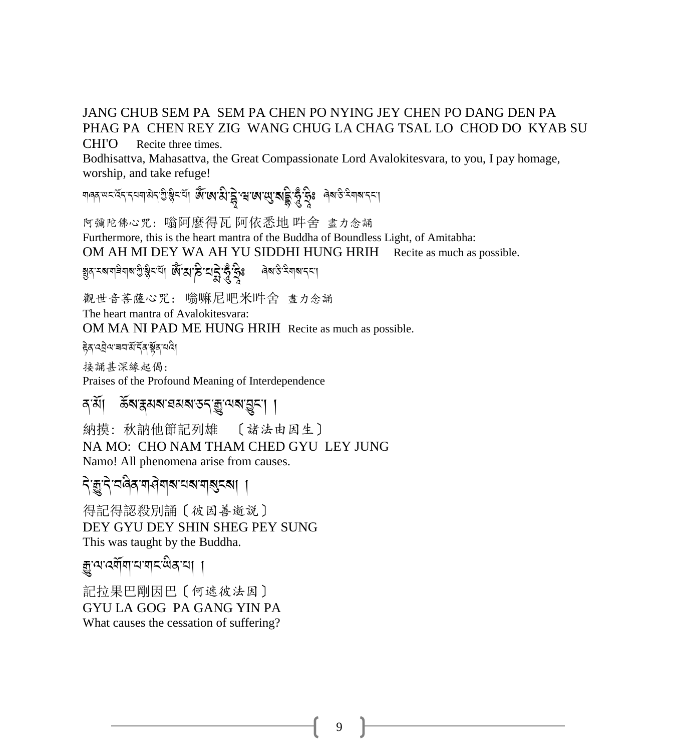JANG CHUB SEM PA SEM PA CHEN PO NYING JEY CHEN PO DANG DEN PA PHAG PA CHEN REY ZIG WANG CHUG LA CHAG TSAL LO CHOD DO KYAB SU CHI'O Recite three times.

Bodhisattva, Mahasattva, the Great Compassionate Lord Avalokitesvara, to you, I pay homage, worship, and take refuge!

གཞན་ཡང་འོད་དཔག་མེད་ཀྱི་སྙིང་པོ། ཨོཾ་ཨ་མི་དེ་ཝ་ཨ་ཡུ་སིདྡྷི་ཧཱུྃ་ཧྲཱིཿ ཞེས་ཅི་རིགས་དང་།

阿彌陀佛心咒：嗡阿麼得瓦 阿依悉地 吽舍 盡力念誦

Furthermore, this is the heart mantra of the Buddha of Boundless Light, of Amitabha:

OM AH MI DEY WA AH YU SIDDHI HUNG HRIH Recite as much as possible.

སྤྱན་རས་གཟིགས་ཀྱི་སྙིང་པོ། ཨོཾ་མ་ཎི་པདྨེ་ཧཱུྃ་ཧྲཱིཿ ཞེས་ཅི་རིགས་དང་།

觀世音菩薩心咒：嗡嘛尼吧米吽舍 盡力念誦

The heart mantra of Avalokitesvara:

OM MA NI PAD ME HUNG HRIH Recite as much as possible.

རྟེན་འབྲེལ་ཟབ་མོ་དོན་སྟོན་པའི།

接誦甚深緣起偈：

Praises of the Profound Meaning of Interdependence

ན་མོ། ཆོས་རྣམས་ཐམས་ཅད་རྒྱུ་ལས་བྱུང་། །

納摸：秋訥他節記列雄 〔諸法由因生〕

NA MO: CHO NAM THAM CHED GYU LEY JUNG

Namo! All phenomena arise from causes.

དེ་རྒྱུ་དེ་བཞིན་གཤེགས་པས་གསུངས། །

得記得認殺別誦〔彼因善逝說〕

DEY GYU DEY SHIN SHEG PEY SUNG

This was taught by the Buddha.

རྒྱུ་ལ་འགོག་པ་གང་ཡིན་པ། །

記拉果巴剛因巴〔何遮彼法因〕

GYU LA GOG PA GANG YIN PA

What causes the cessation of suffering?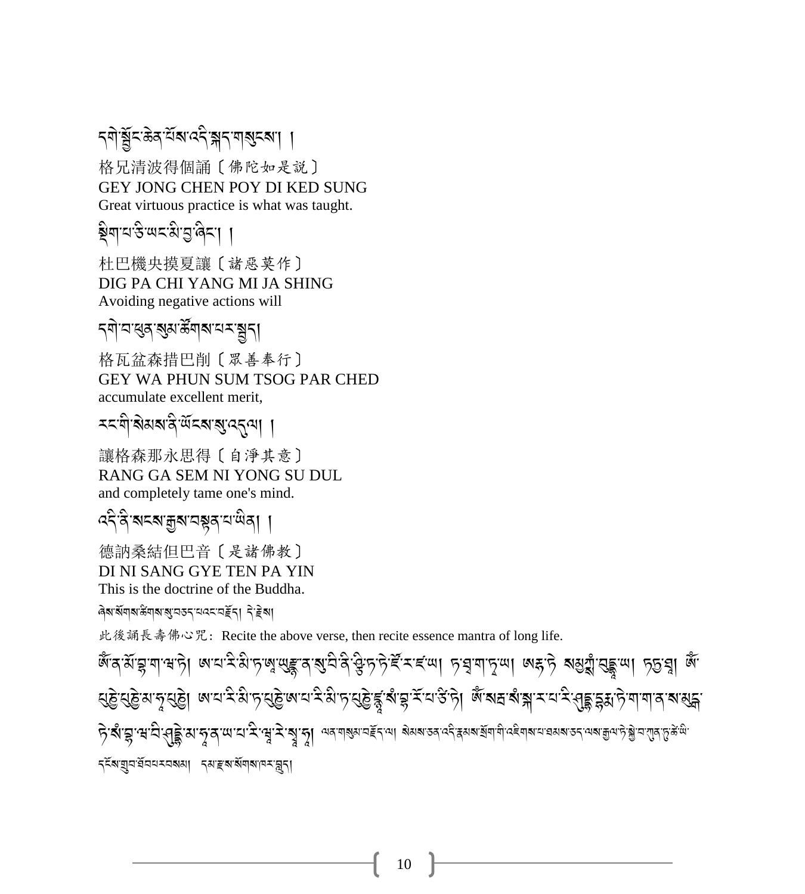དགེ་སྦྱོང་ཆེན་པོས་འདི་སྐད་གསུངས། །

格兄清波得個誦〔佛陀如是說〕
GEY JONG CHEN POY DI KED SUNG
Great virtuous practice is what was taught.

སྡིག་པ་ཅི་ཡང་མི་བྱ་ཞིང་། །

杜巴機央摸夏讓〔諸惡莫作〕
DIG PA CHI YANG MI JA SHING
Avoiding negative actions will

དགེ་བ་ཕུན་སུམ་ཚོགས་པར་སྤྱད།

格瓦盆森措巴削〔眾善奉行〕
GEY WA PHUN SUM TSOG PAR CHED
accumulate excellent merit,

རང་གི་སེམས་ནི་ཡོངས་སུ་འདུལ། །

讓格森那永思得〔自淨其意〕
RANG GA SEM NI YONG SU DUL
and completely tame one's mind.

འདི་ནི་སངས་རྒྱས་བསྟན་པ་ཡིན། །

德訥桑結但巴音〔是諸佛教〕
DI NI SANG GYE TEN PA YIN
This is the doctrine of the Buddha.

ཞེས་སོགས་ཚིགས་སུ་བཅད་པ་འང་བརྗོད། དེ་རྗེས།

此後誦長壽佛心咒：Recite the above verse, then recite essence mantra of long life.

ཨོཾ་ནཱ་མོ་བྷ་ག་ཝ་ཏེ། ཨ་པ་རི་མི་ཏ་ཨཱ་ཡུརྫྙཱ་ན་སུ་བི་ནི་ཤྩི་ཏ་ཏེ་ཛོ་ར་ཛ་ཡ། ཏ་ཐཱ་ག་ཏ་ཡ། ཨརྷ་ཏེ་ སམྱཀྶཾ་བུདྡྷ་ཡ། ཏདྱ་ཐཱ། ཨོཾ་པུཎྱེ་པུཎྱེ་མ་ཧཱ་པུཎྱེ། ཨ་པ་རི་མི་ཏ་པུཎྱེ་ཨ་པ་རི་མི་ཏ་པུཎྱེ་ཛྙཱ་ནཱ་སཾ་བྷཱ་རོ་པ་ཙི་ཏེ། ཨོཾ་སརྦ་སཾསྐཱ་ར་པ་རི་ཤུདྡྷ་དྷརྨ་ཏེ་ག་ག་ན་ས་མུདྒ་ཏེ་སཾ་བྷཱ་ཝ་བི་ཤུདྡྷེ་མ་ཧཱ་ན་ཡ་པ་རི་ཝཱ་རེ་སྭཱ་ཧཱ། ལན་གསུམ་བརྗོད་ལ། སེམས་ཅན་འདི་རྣམས་སྲོག་གི་འཛིགས་པ་ཐམས་ཅད་ལས་རྒྱལ་ཏེ་སྐྱེ་བ་ཀུན་ཏུ་ཚེ་ཡི་དངོས་གྲུབ་ཐོབ་པར་བསམས། དམ་རྫས་སོགས་ཁར་བླུད།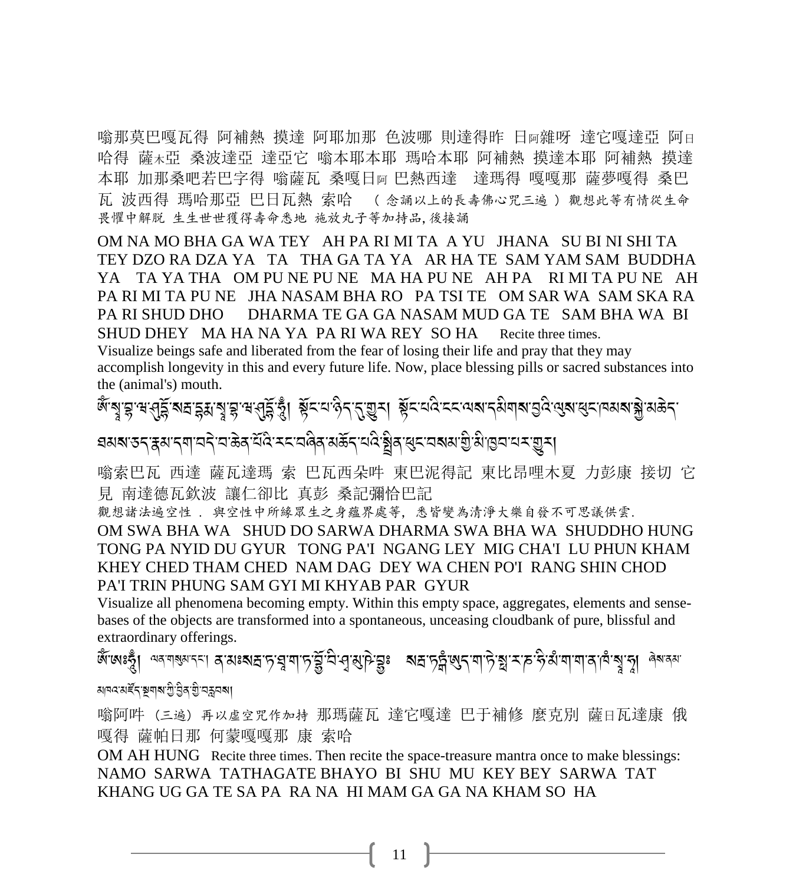嗡那莫巴嘎瓦得 阿補熱 摸達 阿耶加那 色波哪 則達得昨 日阿雜呀 達它嘎達亞 阿日哈得 薩木亞 桑波達亞 達亞它 嗡本耶本耶 瑪哈本耶 阿補熱 摸達本耶 阿補熱 摸達本耶 加那桑吧若巴字得 嗡薩瓦 桑嘎日阿 巴熱西達 達瑪得 嘎嘎那 薩夢嘎得 桑巴瓦 波西得 瑪哈那亞 巴日瓦熱 索哈 （念誦以上的長壽佛心咒三遍）觀想此等有情從生命畏懼中解脫 生生世世獲得壽命悉地 施放丸子等加持品，後接誦

OM NA MO BHA GA WA TEY AH PA RI MI TA A YU JHANA SU BI NI SHI TA TEY DZO RA DZA YA TA THA GA TA YA AR HA TE SAM YAM SAM BUDDHA YA TA YA THA OM PU NE PU NE MA HA PU NE AH PA RI MI TA PU NE AH PA RI MI TA PU NE JHA NASAM BHA RO PA TSI TE OM SAR WA SAM SKA RA PA RI SHUD DHO DHARMA TE GA GA NASAM MUD GA TE SAM BHA WA BI SHUD DHEY MA HA NA YA PA RI WA REY SO HA Recite three times.

Visualize beings safe and liberated from the fear of losing their life and pray that they may accomplish longevity in this and every future life. Now, place blessing pills or sacred substances into the (animal's) mouth.

ༀ་སྭ་བྷཱ་ཝ་ཤུདྡྷོ་སརྦ་དྷརྨ་སྭ་བྷཱ་ཝ་ཤུདྡྷོ་ཧཾ། སྟོང་པ་ཉིད་དུ་གྱུར། སྟོང་པའི་ངང་ལས་དམིགས་བྱའི་ལུས་ཕུང་ཁམས་སྐྱེ་མཆེད་ཐམས་ཅད་རྣམ་དག་བདེ་བ་ཆེན་པོའི་རང་བཞིན་མཆོད་པའི་སྤྲིན་ཕུང་བསམ་གྱི་མི་ཁྱབ་པར་གྱུར།

嗡索巴瓦 西達 薩瓦達瑪 索 巴瓦西朵吽 東巴泥得記 東比昂哩木夏 力彭康 接切 它見 南達德瓦欽波 讓仁卻比 真彭 桑記彌恰巴記

觀想諸法遍空性． 與空性中所緣眾生之身蘊界處等，悉皆變為清淨大樂自發不可思議供雲.

OM SWA BHA WA SHUD DO SARWA DHARMA SWA BHA WA SHUDDHO HUNG TONG PA NYID DU GYUR TONG PA'I NGANG LEY MIG CHA'I LU PHUN KHAM KHEY CHED THAM CHED NAM DAG DEY WA CHEN PO'I RANG SHIN CHOD PA'I TRIN PHUNG SAM GYI MI KHYAB PAR GYUR

Visualize all phenomena becoming empty. Within this empty space, aggregates, elements and sense-bases of the objects are transformed into a spontaneous, unceasing cloudbank of pure, blissful and extraordinary offerings.

ༀ་ཨཱཿཧཱུྃ། ལན་གསུམ་དང་། ན་མཿསརྦ་ཏ་ཐཱ་ག་ཏ་བྷྱོ་བི་ཤྭ་མུ་ཁེ་བྷྱཿ སརྦ་ཏ་ཁཾ་ཨུད་ག་ཏེ་སྤ་ར་ཎ་ཧི་མཾ་ག་ག་ན་ཁཾ་སྭཱ་ཧཱ། ཞེས་ནམ་མཁའ་མཛོད་སྔགས་ཀྱི་བྱིན་གྱི་བརླབས།

嗡阿吽 (三遍) 再以虛空咒作加持 那瑪薩瓦 達它嘎達 巴于補修 麼克別 薩日瓦達康 俄嘎得 薩帕日那 何蒙嘎嘎那 康 索哈

OM AH HUNG Recite three times. Then recite the space-treasure mantra once to make blessings: NAMO SARWA TATHAGATE BHAYO BI SHU MU KEY BEY SARWA TAT KHANG UG GA TE SA PA RA NA HI MAM GA GA NA KHAM SO HA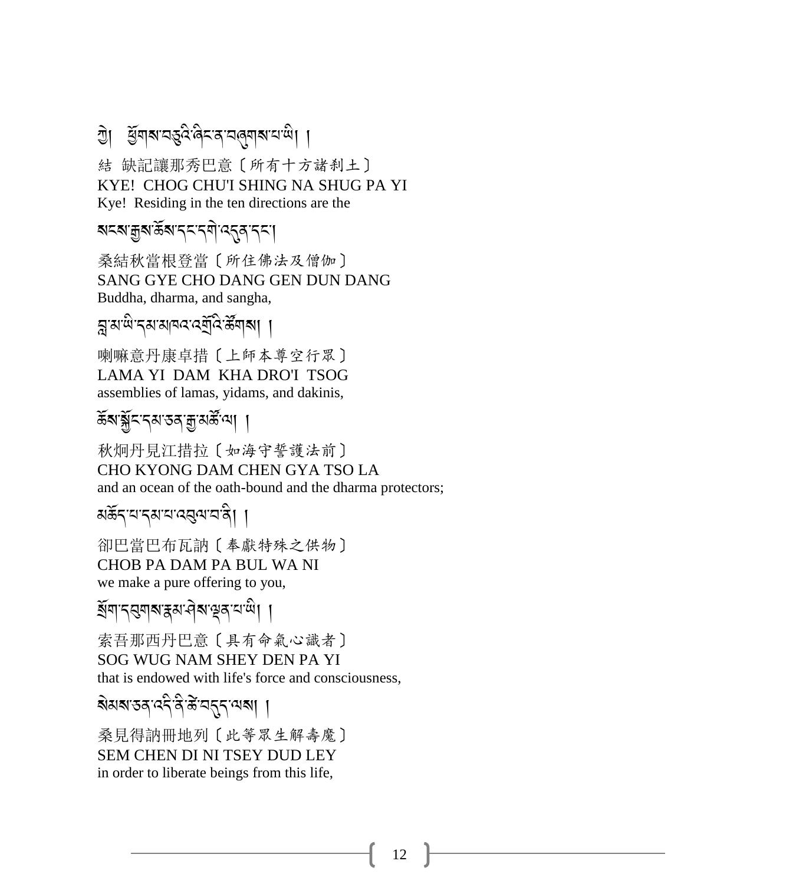ཀྱེ། ཕྱོགས་བཅུའི་ཞིང་ན་བཞུགས་པ་ཡི། །

結 缺記讓那秀巴意〔所有十方諸剎土〕
KYE! CHOG CHU'I SHING NA SHUG PA YI
Kye! Residing in the ten directions are the

སངས་རྒྱས་ཆོས་དང་དགེ་འདུན་དང༌།

桑結秋當根登當〔所住佛法及僧伽〕
SANG GYE CHO DANG GEN DUN DANG
Buddha, dharma, and sangha,

བླ་མ་ཡི་དམ་མཁའ་འགྲོའི་ཚོགས། །

喇嘛意丹康卓措〔上師本尊空行眾〕
LAMA YI DAM KHA DRO'I TSOG
assemblies of lamas, yidams, and dakinis,

ཆོས་སྐྱོང་དམ་ཅན་རྒྱ་མཚོ་ལ། །

秋炯丹見江措拉〔如海守誓護法前〕
CHO KYONG DAM CHEN GYA TSO LA
and an ocean of the oath-bound and the dharma protectors;

མཆོད་པ་དམ་པ་འབུལ་བ་ནི། །

卻巴當巴布瓦訥〔奉獻特殊之供物〕
CHOB PA DAM PA BUL WA NI
we make a pure offering to you,

སྲོག་དབུགས་རྣམ་ཤེས་ལྡན་པ་ཡི། །

索吾那西丹巴意〔具有命氣心識者〕
SOG WUG NAM SHEY DEN PA YI
that is endowed with life's force and consciousness,

སེམས་ཅན་འདི་ནི་ཚེ་བདུད་ལས། །

桑見得訥冊地列〔此等眾生解壽魔〕
SEM CHEN DI NI TSEY DUD LEY
in order to liberate beings from this life,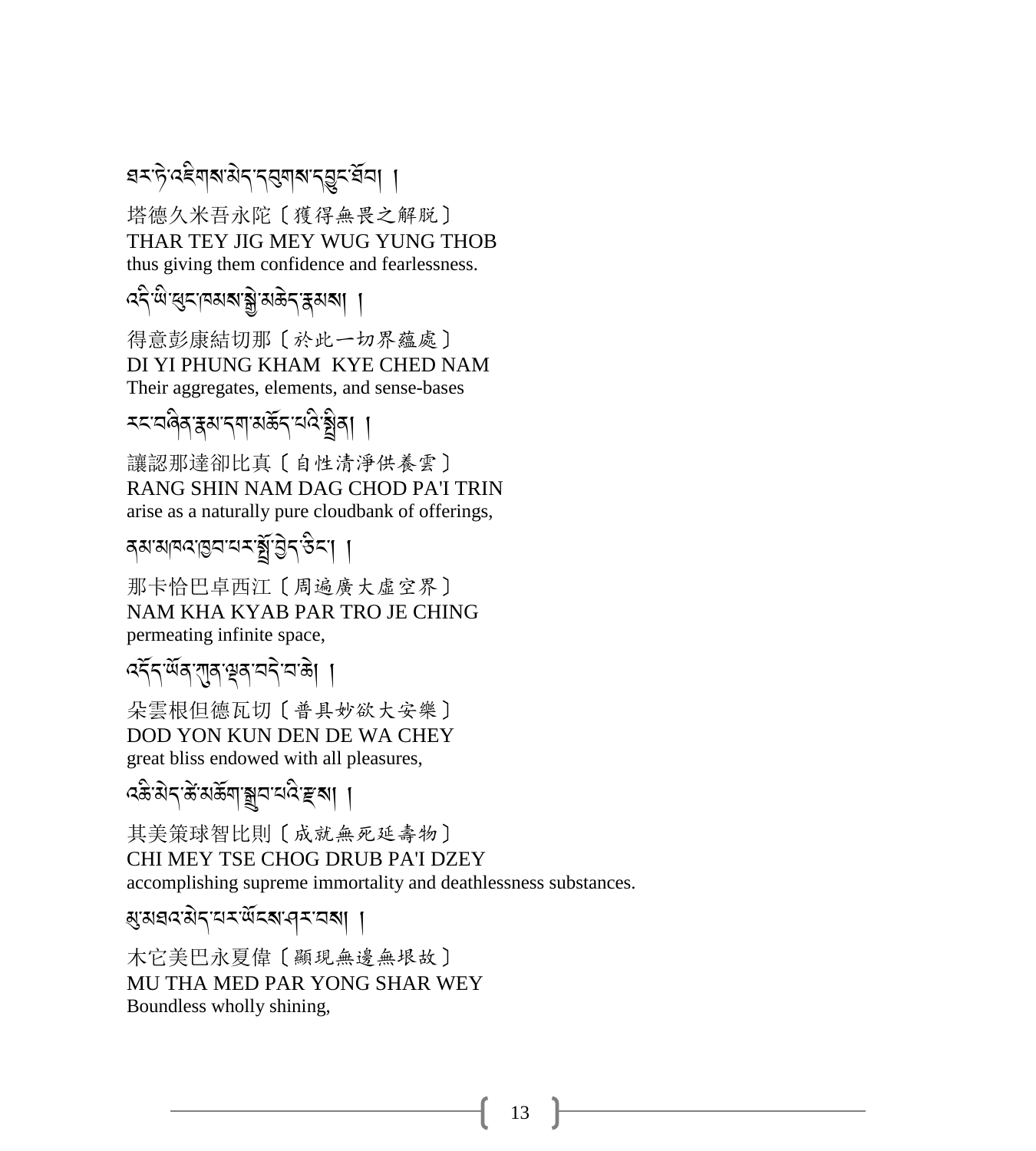ཐར་ཏེ་འཇིགས་མེད་དབུགས་དབྱུང་ཐོབ། །

塔德久米吾永陀〔獲得無畏之解脫〕
THAR TEY JIG MEY WUG YUNG THOB
thus giving them confidence and fearlessness.

འདི་ཡི་ཕུང་ཁམས་སྐྱེ་མཆེད་རྣམས། །

得意彭康結切那〔於此一切界蘊處〕
DI YI PHUNG KHAM  KYE CHED NAM
Their aggregates, elements, and sense-bases

རང་བཞིན་རྣམ་དག་མཆོད་པའི་སྤྲིན། །

讓認那達卻比真〔自性清淨供養雲〕
RANG SHIN NAM DAG CHOD PA'I TRIN
arise as a naturally pure cloudbank of offerings,

ནམ་མཁའ་ཁྱབ་པར་སྤྲོ་བྱེད་ཅིང་། །

那卡恰巴卓西江〔周遍廣大虛空界〕
NAM KHA KYAB PAR TRO JE CHING
permeating infinite space,

འདོད་ཡོན་ཀུན་ལྡན་བདེ་བ་ཆེ། །

朵雲根但德瓦切〔普具妙欲大安樂〕
DOD YON KUN DEN DE WA CHEY
great bliss endowed with all pleasures,

འཆི་མེད་ཚེ་མཆོག་སྒྲུབ་པའི་རྫས། །

其美策球智比則〔成就無死延壽物〕
CHI MEY TSE CHOG DRUB PA'I DZEY
accomplishing supreme immortality and deathlessness substances.

མུ་མཐའ་མེད་པར་ཡོངས་ཤར་བས། །

木它美巴永夏偉〔顯現無邊無垠故〕
MU THA MED PAR YONG SHAR WEY
Boundless wholly shining,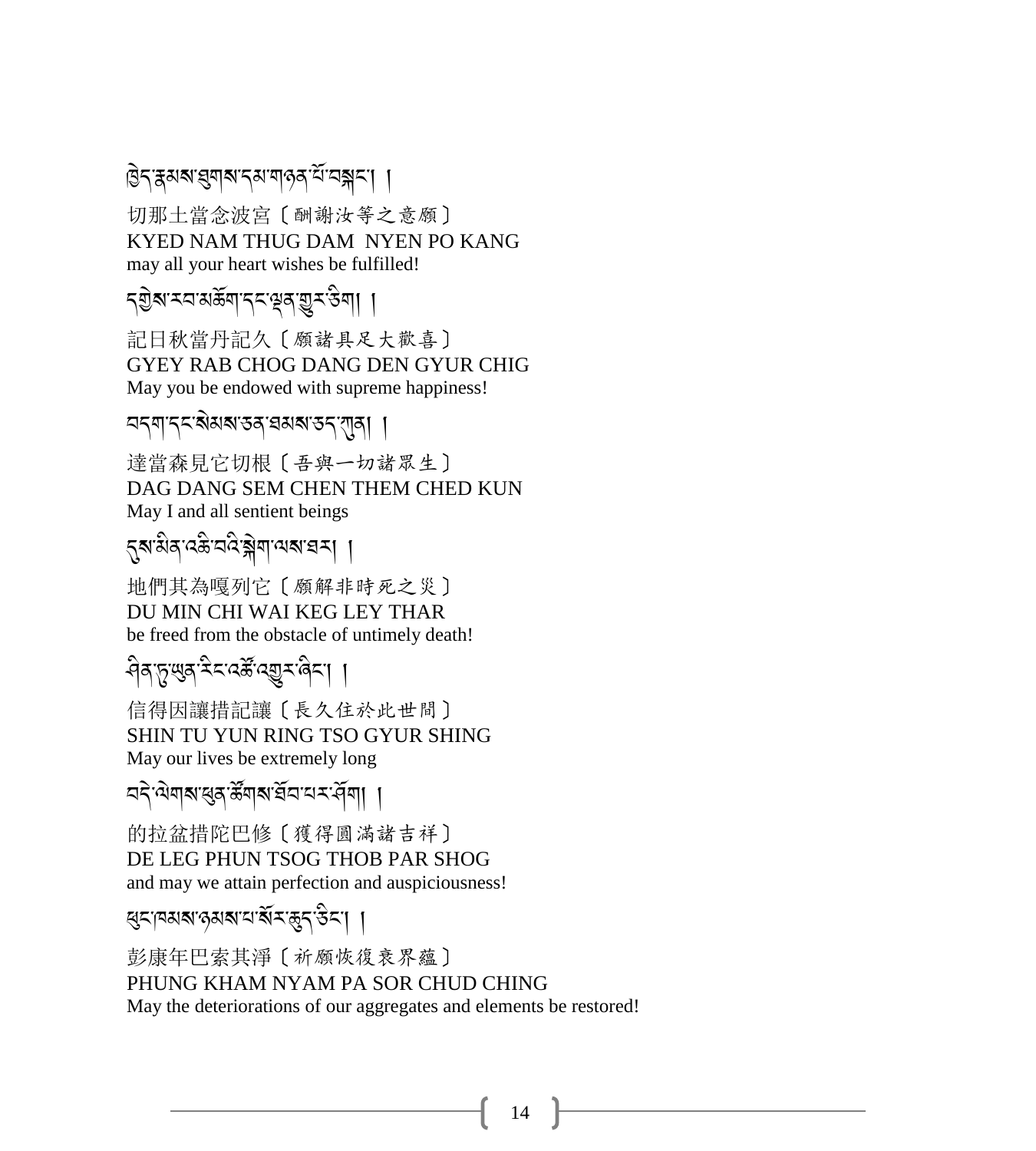ཁྱེད་རྣམས་ཐུགས་དམ་གཉན་པོ་བསྐང་། །

切那土當念波宮〔酬謝汝等之意願〕
KYED NAM THUG DAM NYEN PO KANG
may all your heart wishes be fulfilled!

དགྱེས་རབ་མཆོག་དང་ལྡན་གྱུར་ཅིག། །

記日秋當丹記久〔願諸具足大歡喜〕
GYEY RAB CHOG DANG DEN GYUR CHIG
May you be endowed with supreme happiness!

བདག་དང་སེམས་ཅན་ཐམས་ཅད་ཀུན། །

達當森見它切根〔吾與一切諸眾生〕
DAG DANG SEM CHEN THEM CHED KUN
May I and all sentient beings

དུས་མིན་འཆི་བའི་སྐེག་ལས་ཐར། །

地們其為嘎列它〔願解非時死之災〕
DU MIN CHI WAI KEG LEY THAR
be freed from the obstacle of untimely death!

ཤིན་ཏུ་ཡུན་རིང་འཚོ་འགྱུར་ཞིང་། །

信得因讓措記讓〔長久住於此世間〕
SHIN TU YUN RING TSO GYUR SHING
May our lives be extremely long

བདེ་ལེགས་ཕུན་ཚོགས་ཐོབ་པར་ཤོག། །

的拉盆措陀巴修〔獲得圓滿諸吉祥〕
DE LEG PHUN TSOG THOB PAR SHOG
and may we attain perfection and auspiciousness!

ཕུང་ཁམས་ཉམས་པ་སོར་ཆུད་ཅིང་། །

彭康年巴索其淨〔祈願恢復衰界蘊〕
PHUNG KHAM NYAM PA SOR CHUD CHING
May the deteriorations of our aggregates and elements be restored!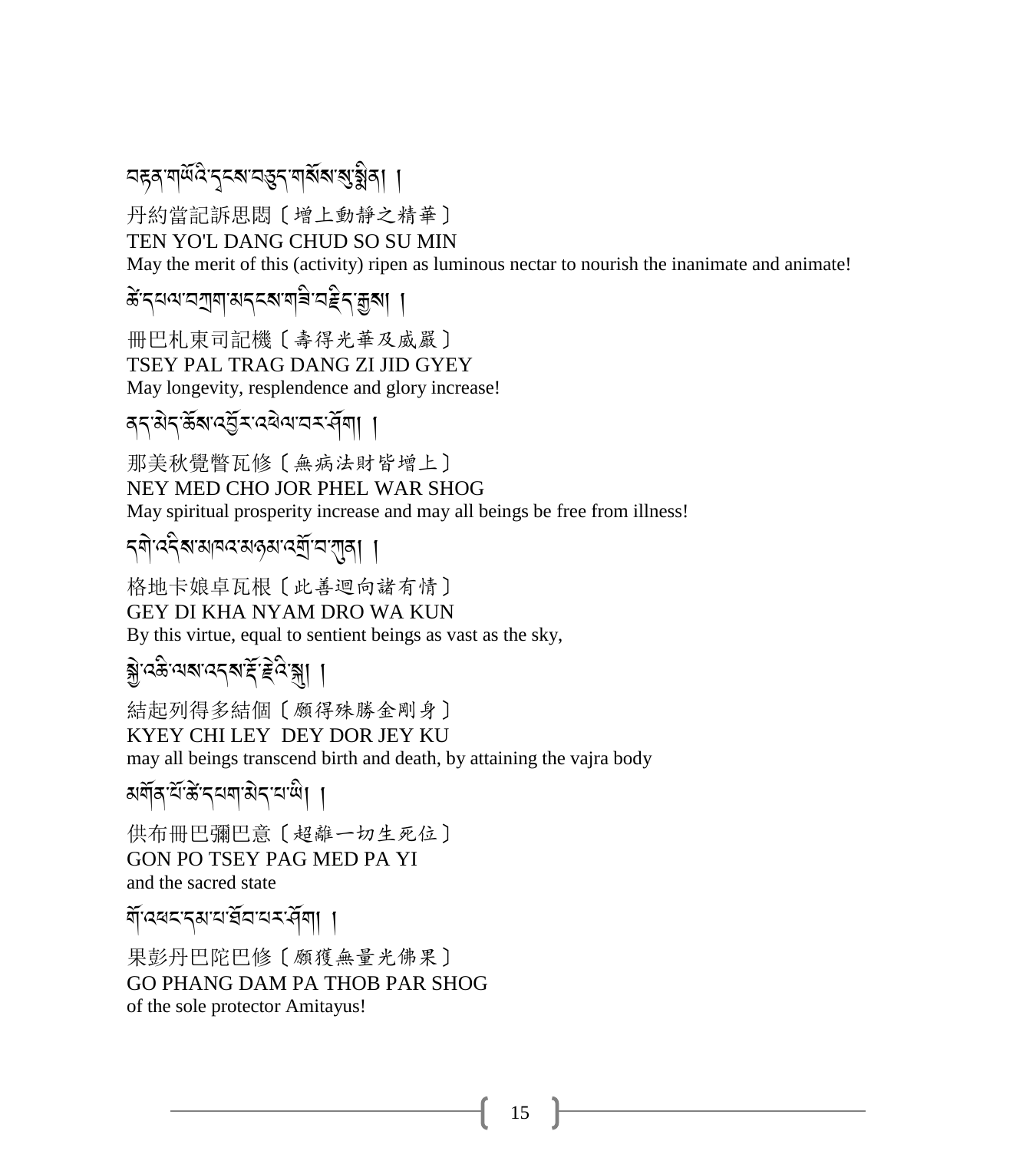བརྟན་གཡོའི་དྭངས་བཅུད་གསོས་སུ་སྨིན། །

丹約當記訴思悶〔增上動靜之精華〕

TEN YO'L DANG CHUD SO SU MIN

May the merit of this (activity) ripen as luminous nectar to nourish the inanimate and animate!

ཚེ་དཔལ་བཀྲག་མདངས་གཟི་བརྗིད་རྒྱས། །

冊巴札東司記機〔壽得光華及威嚴〕

TSEY PAL TRAG DANG ZI JID GYEY

May longevity, resplendence and glory increase!

ནད་མེད་ཆོས་འབྱོར་འཕེལ་བར་ཤོག །

那美秋覺瞥瓦修〔無病法財皆增上〕

NEY MED CHO JOR PHEL WAR SHOG

May spiritual prosperity increase and may all beings be free from illness!

དགེ་འདིས་མཁའ་མཉམ་འགྲོ་བ་ཀུན། །

格地卡娘卓瓦根〔此善迴向諸有情〕

GEY DI KHA NYAM DRO WA KUN

By this virtue, equal to sentient beings as vast as the sky,

སྐྱེ་འཆི་ལས་འདས་རྡོ་རྗེའི་སྐུ། །

結起列得多結個〔願得殊勝金剛身〕

KYEY CHI LEY DEY DOR JEY KU

may all beings transcend birth and death, by attaining the vajra body

མགོན་པོ་ཚེ་དཔག་མེད་པ་ཡི། །

供布冊巴彌巴意〔超離一切生死位〕

GON PO TSEY PAG MED PA YI

and the sacred state

གོ་འཕང་དམ་པ་ཐོབ་པར་ཤོག །

果彭丹巴陀巴修〔願獲無量光佛果〕

GO PHANG DAM PA THOB PAR SHOG

of the sole protector Amitayus!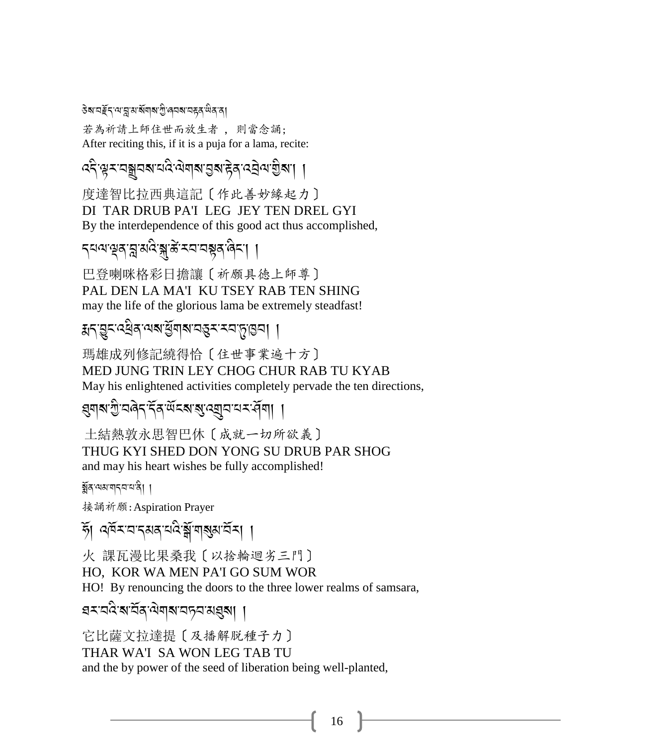ཅེས་བརྗོད་ལ་བླ་མ་སོགས་ཀྱི་ཞབས་བརྟན་ཡིན་ན།

若為祈請上師住世而放生者 ， 則當念誦;
After reciting this, if it is a puja for a lama, recite:

འདི་ལྟར་བསྒྲུབས་པའི་ལེགས་བྱས་རྟེན་འབྲེལ་གྱིས། །

度達智比拉西典這記〔作此善妙緣起力〕
DI TAR DRUB PA'I LEG JEY TEN DREL GYI
By the interdependence of this good act thus accomplished,

དཔལ་ལྡན་བླ་མའི་སྐུ་ཚེ་རབ་བརྟན་ཞིང་། །

巴登喇咪格彩日擔讓〔祈願具德上師尊〕
PAL DEN LA MA'I KU TSEY RAB TEN SHING
may the life of the glorious lama be extremely steadfast!

མཛད་བྱུང་འཕྲིན་ལས་ཕྱོགས་བཅུར་རབ་ཏུ་ཁྱབ། །

瑪雄成列修記繞得恰〔住世事業遍十方〕
MED JUNG TRIN LEY CHOG CHUR RAB TU KYAB
May his enlightened activities completely pervade the ten directions,

ཐུགས་ཀྱི་བཞེད་དོན་ཡོངས་སུ་འགྲུབ་པར་ཤོག། །

土結熱敦永思智巴休〔成就一切所欲義〕
THUG KYI SHED DON YONG SU DRUB PAR SHOG
and may his heart wishes be fully accomplished!

སྨོན་ལམ་གདབ་པ་ནི། །

接誦祈願:Aspiration Prayer

ཧོ། འཁོར་བ་དམན་པའི་སྒོ་གསུམ་བོར། །

火 課瓦漫比果桑我〔以捨輪迴劣三門〕
HO, KOR WA MEN PA'I GO SUM WOR
HO! By renouncing the doors to the three lower realms of samsara,

ཐར་བའི་ས་བོན་ལེགས་བཏབ་མཐུས། །

它比薩文拉達提〔及播解脫種子力〕
THAR WA'I SA WON LEG TAB TU
and the by power of the seed of liberation being well-planted,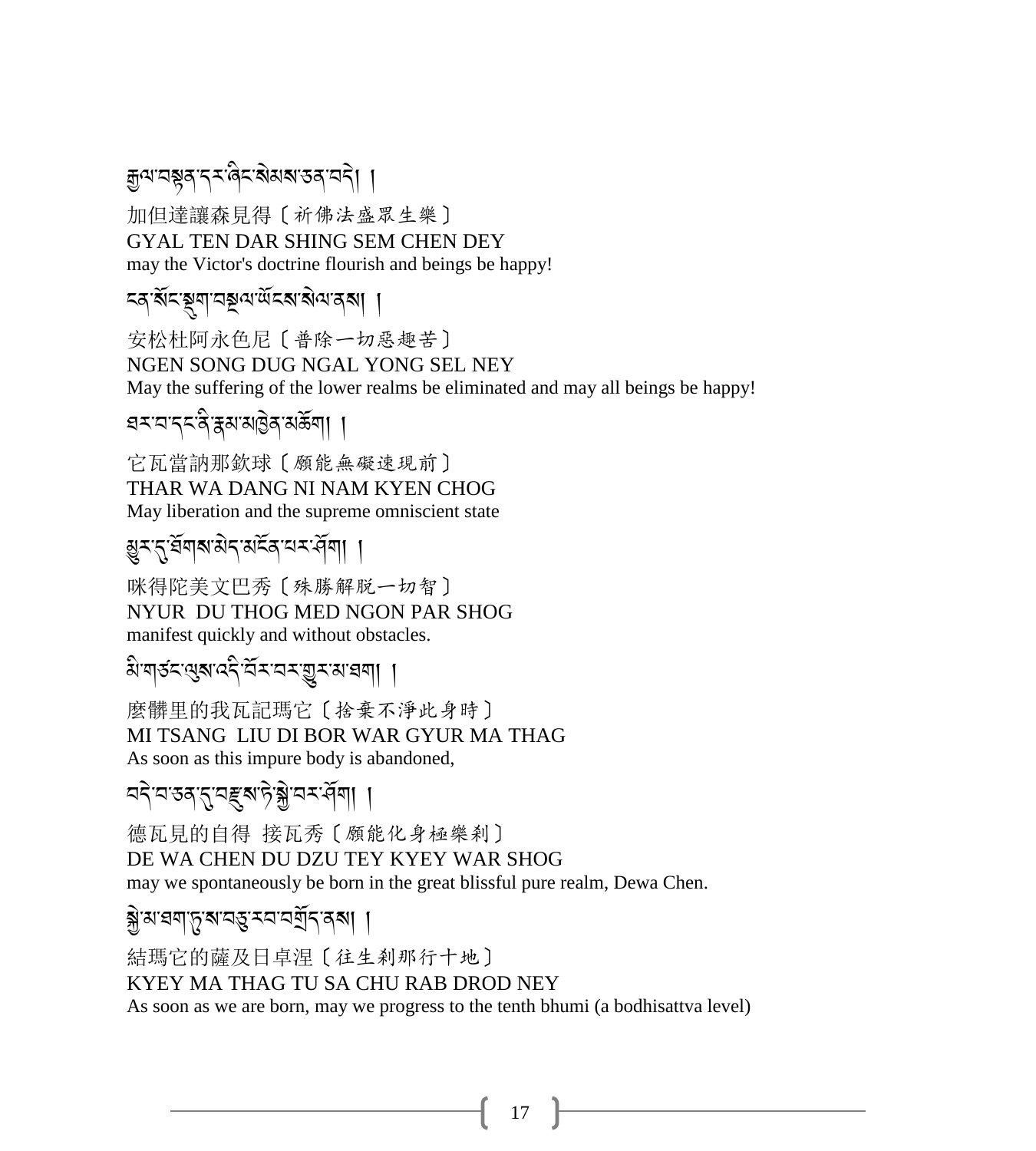རྒྱལ་བསྟན་དར་ཞིང་སེམས་ཅན་བདེ། །

加但達讓森見得〔祈佛法盛眾生樂〕
GYAL TEN DAR SHING SEM CHEN DEY
may the Victor's doctrine flourish and beings be happy!

ངན་སོང་སྡུག་བསྔལ་ཡོངས་སེལ་ནས། །

安松杜阿永色尼〔普除一切惡趣苦〕
NGEN SONG DUG NGAL YONG SEL NEY
May the suffering of the lower realms be eliminated and may all beings be happy!

ཐར་བ་དང་ནི་རྣམ་མཁྱེན་མཆོག། །

它瓦當訥那欽球〔願能無礙速現前〕
THAR WA DANG NI NAM KYEN CHOG
May liberation and the supreme omniscient state

མྱུར་དུ་ཐོགས་མེད་མངོན་པར་ཤོག། །

咪得陀美文巴秀〔殊勝解脫一切智〕
NYUR DU THOG MED NGON PAR SHOG
manifest quickly and without obstacles.

མི་གཙང་ལུས་འདི་བོར་བར་གྱུར་མ་ཐག། །

麼髒里的我瓦記瑪它〔捨棄不淨此身時〕
MI TSANG LIU DI BOR WAR GYUR MA THAG
As soon as this impure body is abandoned,

བདེ་བ་ཅན་དུ་བརྫུས་ཏེ་སྐྱེ་བར་ཤོག། །

德瓦見的自得 接瓦秀〔願能化身極樂剎〕
DE WA CHEN DU DZU TEY KYEY WAR SHOG
may we spontaneously be born in the great blissful pure realm, Dewa Chen.

སྐྱེ་མ་ཐག་ཏུ་ས་བཅུ་རབ་བགྲོད་ནས། །

結瑪它的薩及日卓涅〔往生剎那行十地〕
KYEY MA THAG TU SA CHU RAB DROD NEY
As soon as we are born, may we progress to the tenth bhumi (a bodhisattva level)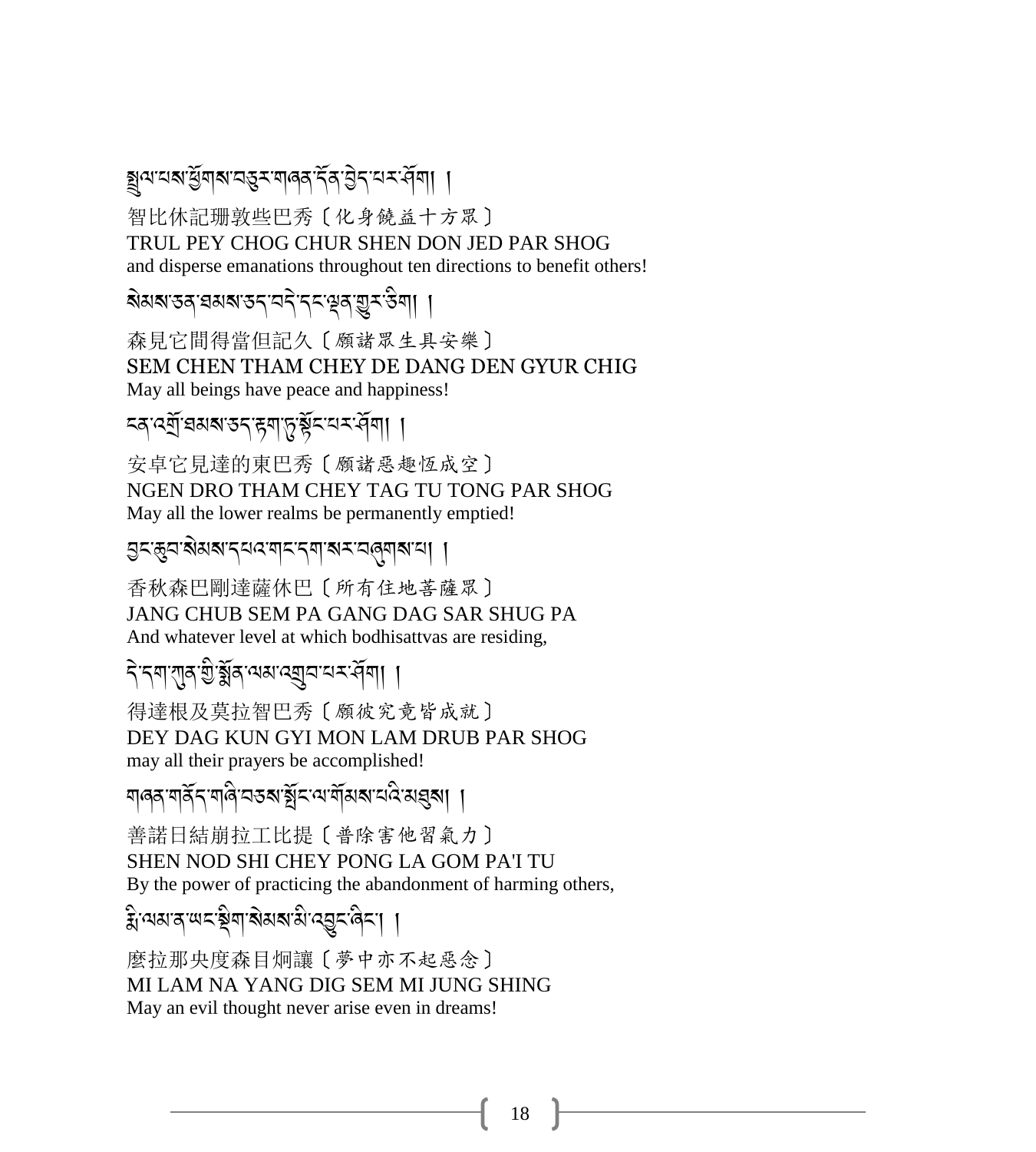སྤྲུལ་པས་ཕྱོགས་བཅུར་གཞན་དོན་བྱེད་པར་ཤོག །

智比休記珊敦些巴秀〔化身饒益十方眾〕
TRUL PEY CHOG CHUR SHEN DON JED PAR SHOG
and disperse emanations throughout ten directions to benefit others!

སེམས་ཅན་ཐམས་ཅད་བདེ་དང་ལྡན་གྱུར་ཅིག །

森見它間得當但記久〔願諸眾生具安樂〕
SEM CHEN THAM CHEY DE DANG DEN GYUR CHIG
May all beings have peace and happiness!

ངན་འགྲོ་ཐམས་ཅད་རྟག་ཏུ་སྟོང་པར་ཤོག །

安卓它見達的東巴秀〔願諸惡趣恆成空〕
NGEN DRO THAM CHEY TAG TU TONG PAR SHOG
May all the lower realms be permanently emptied!

བྱང་ཆུབ་སེམས་དཔའ་གང་དག་སར་བཞུགས་པ། །

香秋森巴剛達薩休巴〔所有住地菩薩眾〕
JANG CHUB SEM PA GANG DAG SAR SHUG PA
And whatever level at which bodhisattvas are residing,

དེ་དག་ཀུན་གྱི་སྨོན་ལམ་འགྲུབ་པར་ཤོག །

得達根及莫拉智巴秀〔願彼究竟皆成就〕
DEY DAG KUN GYI MON LAM DRUB PAR SHOG
may all their prayers be accomplished!

གཞན་གནོད་གཞི་བཅས་སྤོང་ལ་གོམས་པའི་མཐུས། །

善諾日結崩拉工比提〔普除害他習氣力〕
SHEN NOD SHI CHEY PONG LA GOM PA'I TU
By the power of practicing the abandonment of harming others,

རྨི་ལམ་ན་ཡང་སྡིག་སེམས་མི་འབྱུང་ཞིང་། །

麼拉那央度森目炯讓〔夢中亦不起惡念〕
MI LAM NA YANG DIG SEM MI JUNG SHING
May an evil thought never arise even in dreams!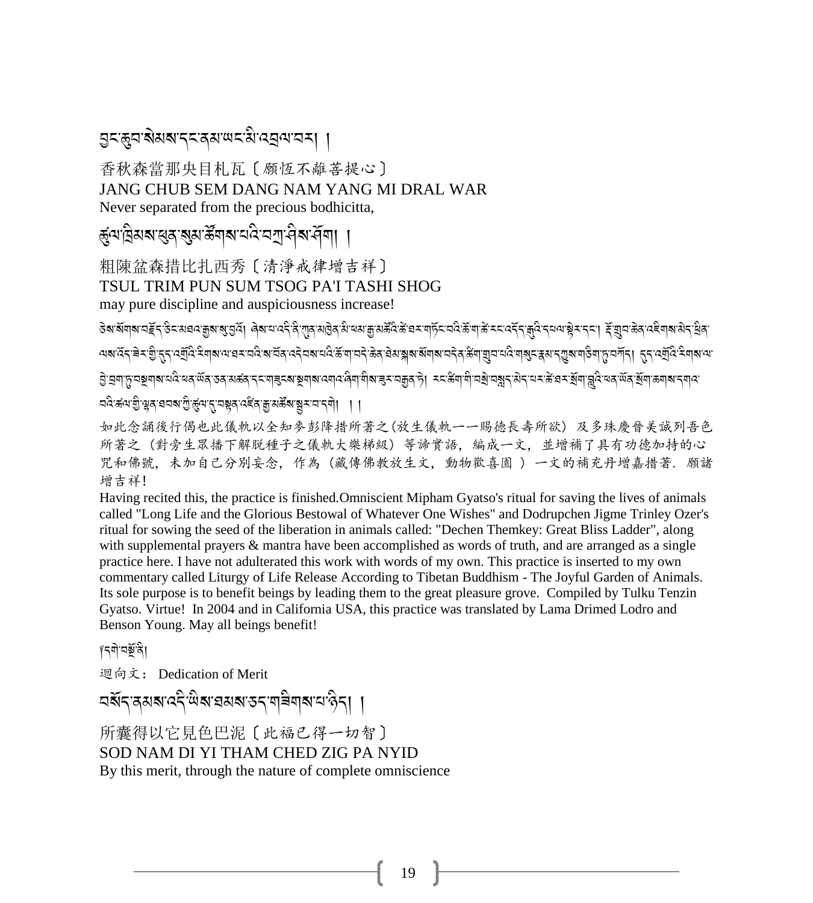བྱང་ཆུབ་སེམས་དང་ནམ་ཡང་མི་འབྲལ་བར། །

香秋森當那央目札瓦〔願恆不離菩提心〕
JANG CHUB SEM DANG NAM YANG MI DRAL WAR
Never separated from the precious bodhicitta,

ཚུལ་ཁྲིམས་ཕུན་སུམ་ཚོགས་པའི་བཀྲ་ཤིས་ཤོག། །

粗陳盆森措比扎西秀〔清淨戒律增吉祥〕
TSUL TRIM PUN SUM TSOG PA'I TASHI SHOG
may pure discipline and auspiciousness increase!

ཅེས་སོགས་བརྗོད་ཅིང་མཐའ་རྒྱས་སུ་བྱའོ། ཞེས་པ་འདི་ནི་ཀུན་མཁྱེན་མི་ཕམ་རྒྱ་མཚོའི་ཚེ་ཐར་གཏོང་བའི་ཆོ་ག་ཚེ་རིང་འདོད་རྒྱུའི་དཔལ་སྟེར་དང་། རྡོ་གྲུབ་ཆེན་འཇིགས་མེད་ཕྲིན་ལས་འོད་ཟེར་གྱི་དུད་འགྲོའི་རིགས་ལ་ཐར་པའི་ས་བོན་འདེབས་པའི་ཆོ་ག་བདེ་ཆེན་ཐེམ་སྐས་སོགས་བདེན་ཚིག་གྲུབ་པའི་གསུང་རྣམ་དབུས་གཅིག་ཏུ་བཀོད། དུད་འགྲོའི་རིགས་ལ་ཕྱི་བྲག་ཏུ་བསྣགས་པའི་ཕན་ཡོན་ཅན་མཚན་དང་གཟུངས་སྔགས་འགའ་ཞིག་གིས་ཟུར་བརྒྱན་ཏེ། རང་ཚིག་གི་བསྲེ་བསླད་མེད་པར་ཚེ་ཐར་སྒོག་བླུའི་ཕན་ཡོན་སྒོག་ཆགས་དགའ་བའི་ཚལ་གྱི་ལྷན་ཐབས་ཀྱི་ཚུལ་དུ་བསྟན་འཛིན་རྒྱ་མཚོས་སྦྱར་བ་དགེ། །།

如此念誦後行偈也此儀軌以全知麥彭降措所著之(放生儀軌——賜德長壽所欲) 及多珠慶晉美誠列吾色所著之 (對旁生眾播下解脫種子之儀軌大樂梯級) 等諦實語, 編成一文, 並增補了具有功德加持的心咒和佛號, 未加自己分別妄念, 作為 (藏傳佛教放生文, 動物歡喜園 ) 一文的補充丹增嘉措著. 願諸增吉祥!

Having recited this, the practice is finished.Omniscient Mipham Gyatso's ritual for saving the lives of animals called "Long Life and the Glorious Bestowal of Whatever One Wishes" and Dodrupchen Jigme Trinley Ozer's ritual for sowing the seed of the liberation in animals called: "Dechen Themkey: Great Bliss Ladder", along with supplemental prayers & mantra have been accomplished as words of truth, and are arranged as a single practice here. I have not adulterated this work with words of my own. This practice is inserted to my own commentary called Liturgy of Life Release According to Tibetan Buddhism - The Joyful Garden of Animals. Its sole purpose is to benefit beings by leading them to the great pleasure grove. Compiled by Tulku Tenzin Gyatso. Virtue! In 2004 and in California USA, this practice was translated by Lama Drimed Lodro and Benson Young. May all beings benefit!

༄དགེ་བསྔོ་ནི།

迴向文: Dedication of Merit

བསོད་ནམས་འདི་ཡིས་ཐམས་ཅད་གཟིགས་པ་ཉིད། །

所囊得以它見色巴泥〔此福已得一切智〕
SOD NAM DI YI THAM CHED ZIG PA NYID
By this merit, through the nature of complete omniscience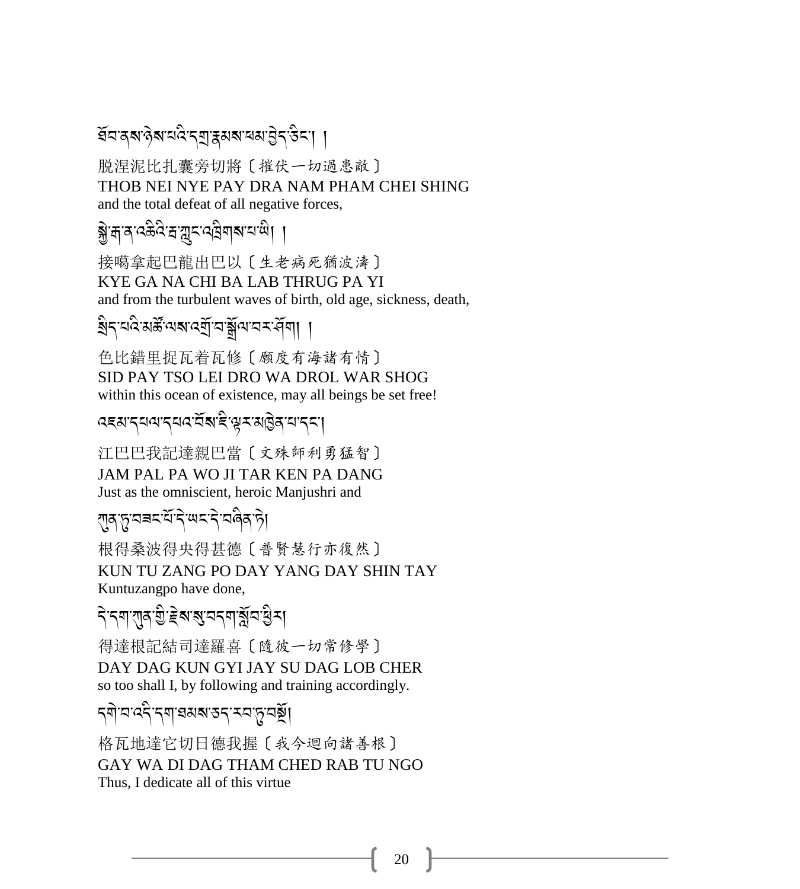ཐོབ་ནས་ཉེས་པའི་དགྲ་རྣམས་ཕམ་བྱེད་ཅིང་། །

脫涅泥比扎囊旁切將〔摧伏一切過患敵〕
THOB NEI NYE PAY DRA NAM PHAM CHEI SHING
and the total defeat of all negative forces,

སྐྱེ་རྒ་ན་འཆིའི་བ་རླབས་འཁྲུགས་པ་ཡི། །

接噶拿起巴龍出巴以〔生老病死猶波濤〕
KYE GA NA CHI BA LAB THRUG PA YI
and from the turbulent waves of birth, old age, sickness, death,

སྲིད་པའི་མཚོ་ལས་འགྲོ་བ་སྒྲོལ་བར་ཤོག། །

色比錯里捉瓦着瓦修〔願度有海諸有情〕
SID PAY TSO LEI DRO WA DROL WAR SHOG
within this ocean of existence, may all beings be set free!

འཇམ་དཔལ་དཔའ་བོས་ཇི་ལྟར་མཁྱེན་པ་དང་།

江巴巴我記達親巴當〔文殊師利勇猛智〕
JAM PAL PA WO JI TAR KEN PA DANG
Just as the omniscient, heroic Manjushri and

ཀུན་ཏུ་བཟང་པོ་དེ་ཡང་དེ་བཞིན་ཏེ།

根得桑波得央得甚德〔普賢慧行亦復然〕
KUN TU ZANG PO DAY YANG DAY SHIN TAY
Kuntuzangpo have done,

དེ་དག་ཀུན་གྱི་རྗེས་སུ་བདག་སློབ་ཕྱིར།

得達根記結司達羅喜〔隨彼一切常修學〕
DAY DAG KUN GYI JAY SU DAG LOB CHER
so too shall I, by following and training accordingly.

དགེ་བ་འདི་དག་ཐམས་ཅད་རབ་ཏུ་བསྔོ།

格瓦地達它切日德我握〔我今迴向諸善根〕
GAY WA DI DAG THAM CHED RAB TU NGO
Thus, I dedicate all of this virtue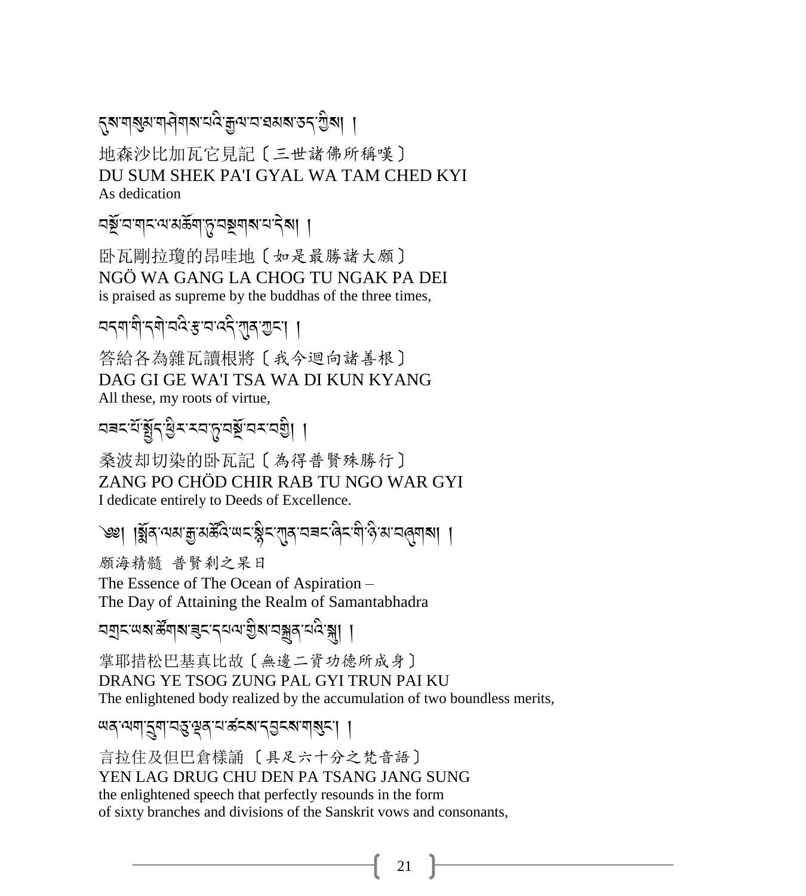དུས་གསུམ་གཤེགས་པའི་རྒྱལ་བ་ཐམས་ཅད་ཀྱིས། །

地森沙比加瓦它見記〔三世諸佛所稱嘆〕
DU SUM SHEK PA'I GYAL WA TAM CHED KYI
As dedication

བསྔོ་བ་གང་ལ་མཆོག་ཏུ་བསྔགས་པ་དེས། །

卧瓦剛拉瓊的昂哇地〔如是最勝諸大願〕
NGÖ WA GANG LA CHOG TU NGAK PA DEI
is praised as supreme by the buddhas of the three times,

བདག་གི་དགེ་བའི་རྩ་བ་འདི་ཀུན་ཀྱང་། །

答給各為雜瓦讀根將〔我今迴向諸善根〕
DAG GI GE WA'I TSA WA DI KUN KYANG
All these, my roots of virtue,

བཟང་པོ་སྤྱོད་ཕྱིར་རབ་ཏུ་བསྔོ་བར་བགྱི། །

桑波却切染的卧瓦記〔為得普賢殊勝行〕
ZANG PO CHÖD CHIR RAB TU NGO WAR GYI
I dedicate entirely to Deeds of Excellence.

༄། །སྨོན་ལམ་རྒྱ་མཚོའི་ཡང་སྙིང་ཀུན་བཟང་ཞིང་གི་ཉི་མ་བཞུགས། །

願海精髓 普賢刹之杲日
The Essence of The Ocean of Aspiration –
The Day of Attaining the Realm of Samantabhadra

བགྲང་ཡས་ཚོགས་ཟུང་དཔལ་གྱིས་བསྒྲུབ་པའི་སྐུ། །

掌耶措松巴基真比故〔無邊二資功德所成身〕
DRANG YE TSOG ZUNG PAL GYI TRUN PAI KU
The enlightened body realized by the accumulation of two boundless merits,

ཡན་ལག་དྲུག་བཅུ་ལྡན་པ་ཚངས་དབྱངས་གསུང་། །

言拉住及但巴倉樣誦〔具足六十分之梵音語〕
YEN LAG DRUG CHU DEN PA TSANG JANG SUNG
the enlightened speech that perfectly resounds in the form
of sixty branches and divisions of the Sanskrit vows and consonants,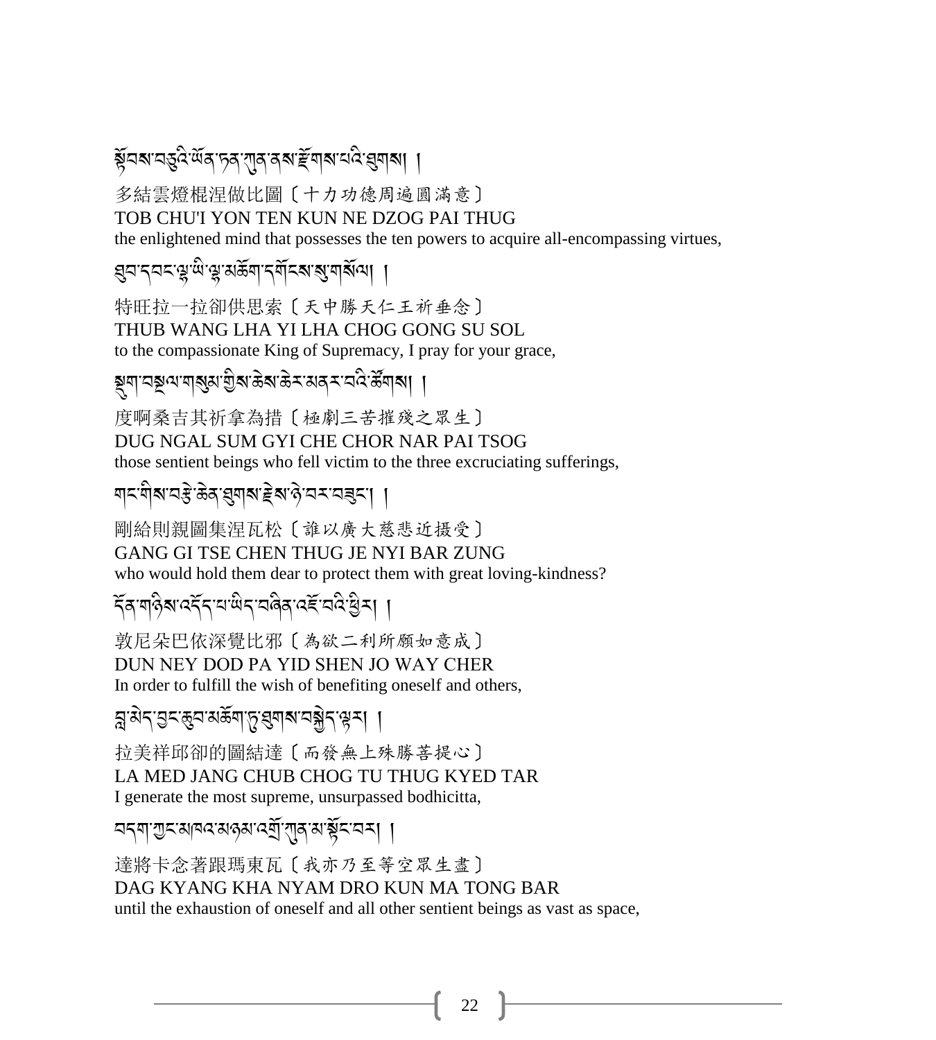སྟོབས་བཅུའི་ཡོན་ཏན་ཀུན་ནས་རྫོགས་པའི་ཐུགས། །

多結雲燈棍涅做比圖〔十力功德周遍圓滿意〕

TOB CHU'I YON TEN KUN NE DZOG PAI THUG

the enlightened mind that possesses the ten powers to acquire all-encompassing virtues,

ཐུབ་དབང་ལྷ་ཡི་ལྷ་མཆོག་དགོངས་སུ་གསོལ། །

特旺拉一拉卻供思索〔天中勝天仁王祈垂念〕

THUB WANG LHA YI LHA CHOG GONG SU SOL

to the compassionate King of Supremacy, I pray for your grace,

སྡུག་བསྔལ་གསུམ་གྱིས་ཆེས་ཆེར་མནར་བའི་ཚོགས། །

度啊桑吉其祈拿為措〔極劇三苦摧殘之眾生〕

DUG NGAL SUM GYI CHE CHOR NAR PAI TSOG

those sentient beings who fell victim to the three excruciating sufferings,

གང་གིས་བརྩེ་ཆེན་ཐུགས་རྗེས་ཉེ་བར་བཟུང་། །

剛給則親圖集涅瓦松〔誰以廣大慈悲近攝受〕

GANG GI TSE CHEN THUG JE NYI BAR ZUNG

who would hold them dear to protect them with great loving-kindness?

དོན་གཉིས་འདོད་པ་ཡིད་བཞིན་འཇོ་བའི་ཕྱིར། །

敦尼朵巴依深覺比邪〔為欲二利所願如意成〕

DUN NEY DOD PA YID SHEN JO WAY CHER

In order to fulfill the wish of benefiting oneself and others,

བླ་མེད་བྱང་ཆུབ་མཆོག་ཏུ་ཐུགས་བསྐྱེད་ལྟར། །

拉美祥邱卻的圖結達〔而發無上殊勝菩提心〕

LA MED JANG CHUB CHOG TU THUG KYED TAR

I generate the most supreme, unsurpassed bodhicitta,

བདག་ཀྱང་མཁའ་མཉམ་འགྲོ་ཀུན་མ་སྟོང་བར། །

達將卡念著跟瑪東瓦〔我亦乃至等空眾生盡〕

DAG KYANG KHA NYAM DRO KUN MA TONG BAR

until the exhaustion of oneself and all other sentient beings as vast as space,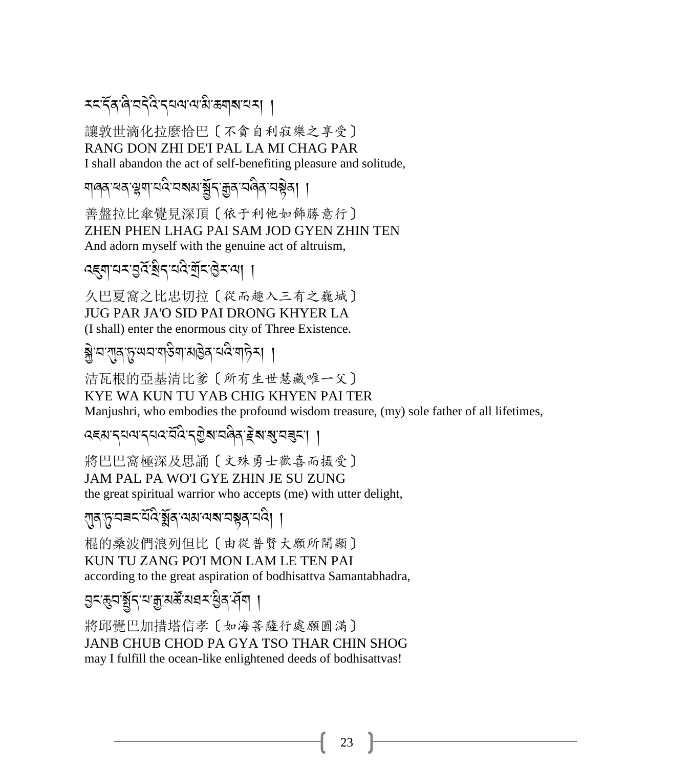རང་དོན་ཞི་བདེའི་དཔལ་ལ་མི་ཆགས་པར། །

讓敦世滴化拉麼恰巴〔不貪自利寂樂之享受〕
RANG DON ZHI DE'I PAL LA MI CHAG PAR
I shall abandon the act of self-benefiting pleasure and solitude,

གཞན་ཕན་ལྷག་པའི་བསམ་སྦྱོད་རྒྱན་བཞིན་བརྟེན། །

善盤拉比傘覺見深頂〔依于利他如飾勝意行〕
ZHEN PHEN LHAG PAI SAM JOD GYEN ZHIN TEN
And adorn myself with the genuine act of altruism,

འཇུག་པར་བྱའོ་སྲིད་པའི་གྲོང་ཁྱེར་ལ། །

久巴夏窩之比忠切拉〔從而趣入三有之巍城〕
JUG PAR JA'O SID PAI DRONG KHYER LA
(I shall) enter the enormous city of Three Existence.

སྐྱེ་བ་ཀུན་ཏུ་ཡབ་གཅིག་མཁྱེན་པའི་གཏེར། །

洁瓦根的亞基清比爹〔所有生世慧藏唯一父〕
KYE WA KUN TU YAB CHIG KHYEN PAI TER
Manjushri, who embodies the profound wisdom treasure, (my) sole father of all lifetimes,

འཇམ་དཔལ་དཔའ་བོའི་དགྱེས་བཞིན་རྗེས་སུ་བཟུང་། །

將巴巴窩極深及思誦〔文殊勇士歡喜而摄受〕
JAM PAL PA WO'I GYE ZHIN JE SU ZUNG
the great spiritual warrior who accepts (me) with utter delight,

ཀུན་ཏུ་བཟང་པོའི་སྨོན་ལམ་ལས་བསྟན་པའི། །

棍的桑波們浪列但比〔由從普賢大願所開顯〕
KUN TU ZANG PO'I MON LAM LE TEN PAI
according to the great aspiration of bodhisattva Samantabhadra,

བྱང་ཆུབ་སྤྱོད་པ་རྒྱ་མཚོ་མཐར་ཕྱིན་ཤོག །

將邱覺巴加措塔信孝〔如海菩薩行處願圓滿〕
JANB CHUB CHOD PA GYA TSO THAR CHIN SHOG
may I fulfill the ocean-like enlightened deeds of bodhisattvas!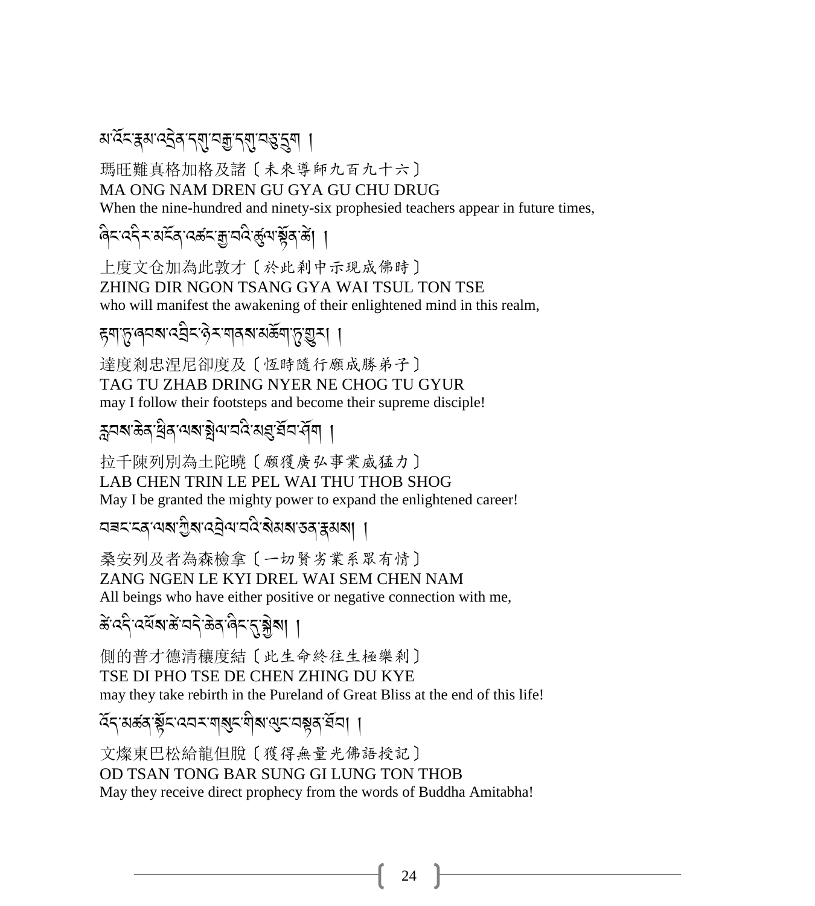མ་འོང་རྣམ་འདྲེན་དགུ་བརྒྱ་དགུ་བཅུ་དྲུག །

瑪旺難真格加格及諸〔未來導師九百九十六〕

MA ONG NAM DREN GU GYA GU CHU DRUG

When the nine-hundred and ninety-six prophesied teachers appear in future times,

ཞིང་འདིར་མངོན་འཚང་རྒྱ་བའི་ཚུལ་སྟོན་ཚེ། །

上度文仓加為此敦才〔於此刹中示現成佛時〕

ZHING DIR NGON TSANG GYA WAI TSUL TON TSE

who will manifest the awakening of their enlightened mind in this realm,

རྟག་ཏུ་ཞབས་འབྲིང་ཉེར་གནས་མཆོག་ཏུ་གྱུར། །

達度刹忠涅尼卻度及〔恆時隨行願成勝弟子〕

TAG TU ZHAB DRING NYER NE CHOG TU GYUR

may I follow their footsteps and become their supreme disciple!

རླབས་ཆེན་ཕྲིན་ལས་སྤེལ་བའི་མཐུ་ཐོབ་ཤོག །

拉千陳列別為土陀曉〔願獲廣弘事業威猛力〕

LAB CHEN TRIN LE PEL WAI THU THOB SHOG

May I be granted the mighty power to expand the enlightened career!

བཟང་ངན་ལས་ཀྱིས་འབྲེལ་བའི་སེམས་ཅན་རྣམས། །

桑安列及者為森檢拿〔一切賢劣業系眾有情〕

ZANG NGEN LE KYI DREL WAI SEM CHEN NAM

All beings who have either positive or negative connection with me,

ཚེ་འདི་འཕོས་ཚེ་བདེ་ཆེན་ཞིང་དུ་སྐྱེས། །

側的普才德清穰度結〔此生命終往生極樂刹〕

TSE DI PHO TSE DE CHEN ZHING DU KYE

may they take rebirth in the Pureland of Great Bliss at the end of this life!

འོད་མཚན་སྟོང་འབར་གསུང་གིས་ལུང་བསྟན་ཐོབ། །

文燦東巴松給龍但脫〔獲得無量光佛語授記〕

OD TSAN TONG BAR SUNG GI LUNG TON THOB

May they receive direct prophecy from the words of Buddha Amitabha!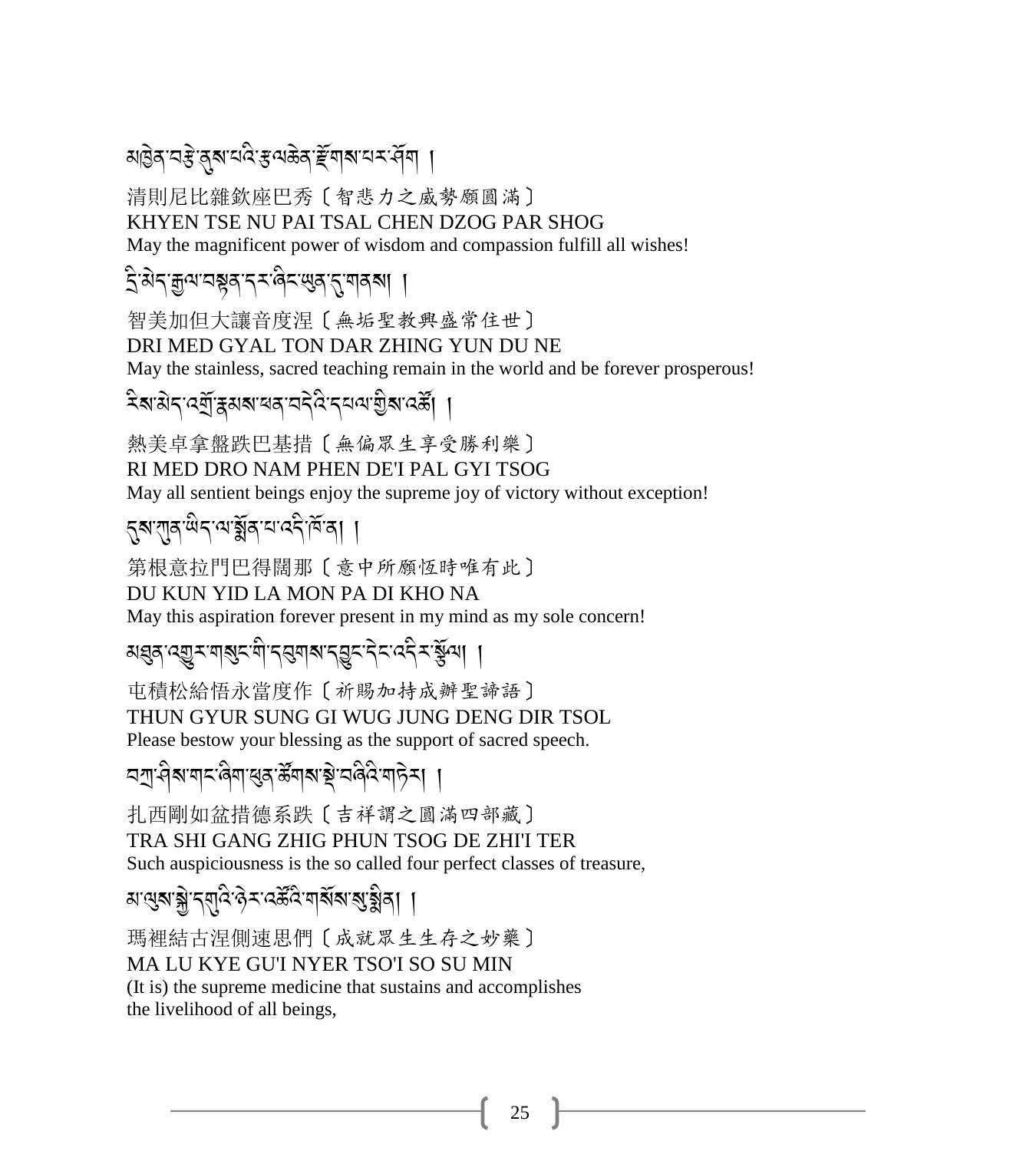མཁྱེན་བརྩེ་ནུས་པའི་རྩལ་ཆེན་རྫོགས་པར་ཤོག །

清則尼比雜欽座巴秀〔智悲力之威勢願圓滿〕
KHYEN TSE NU PAI TSAL CHEN DZOG PAR SHOG
May the magnificent power of wisdom and compassion fulfill all wishes!

དྲི་མེད་རྒྱལ་བསྟན་དར་ཞིང་ཡུན་དུ་གནས། །

智美加但大讓音度涅〔無垢聖教興盛常住世〕
DRI MED GYAL TON DAR ZHING YUN DU NE
May the stainless, sacred teaching remain in the world and be forever prosperous!

རིས་མེད་འགྲོ་རྣམས་ཕན་བདེའི་དཔལ་གྱིས་འཚོ། །

熱美卓拿盤跌巴基措〔無偏眾生享受勝利樂〕
RI MED DRO NAM PHEN DE'I PAL GYI TSOG
May all sentient beings enjoy the supreme joy of victory without exception!

དུས་ཀུན་ཡིད་ལ་སྨོན་པ་འདི་ཁོ་ན། །

第根意拉門巴得闊那〔意中所願恆時唯有此〕
DU KUN YID LA MON PA DI KHO NA
May this aspiration forever present in my mind as my sole concern!

མཐུན་འགྱུར་གསུང་གི་དབུགས་དབྱུང་དེང་འདིར་སྩོལ། །

屯積松給悟永當度作〔祈賜加持成辦聖諦語〕
THUN GYUR SUNG GI WUG JUNG DENG DIR TSOL
Please bestow your blessing as the support of sacred speech.

བཀྲ་ཤིས་གང་ཞིག་ཕུན་ཚོགས་སྡེ་བཞིའི་གཏེར། །

扎西剛如盆措德系跌〔吉祥謂之圓滿四部藏〕
TRA SHI GANG ZHIG PHUN TSOG DE ZHI'I TER
Such auspiciousness is the so called four perfect classes of treasure,

མ་ལུས་སྐྱེ་དགུའི་ཉེར་འཚོའི་གསོས་སུ་སྨིན། །

瑪裡結古涅側速思們〔成就眾生生存之妙藥〕
MA LU KYE GU'I NYER TSO'I SO SU MIN
(It is) the supreme medicine that sustains and accomplishes
the livelihood of all beings,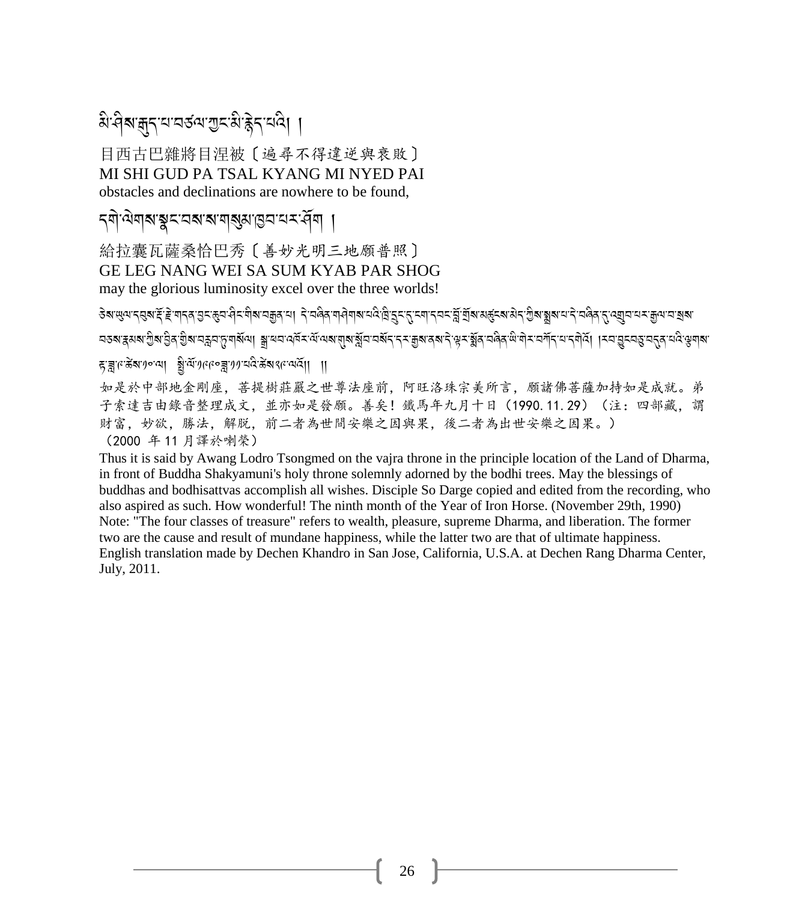མི་ཤིས་རྒུད་པ་བཙལ་ཀྱང་མི་རྙེད་པའི། །

目西古巴雜將目涅被〔遍尋不得違逆與衰敗〕
MI SHI GUD PA TSAL KYANG MI NYED PAI
obstacles and declinations are nowhere to be found,

དགེ་ལེགས་སྣང་བས་ས་གསུམ་ཁྱབ་པར་ཤོག །

給拉囊瓦薩桑恰巴秀〔善妙光明三地願普照〕
GE LEG NANG WEI SA SUM KYAB PAR SHOG
may the glorious luminosity excel over the three worlds!

ཅེས་ཡུལ་དབུས་རྡོ་རྗེ་གདན་བྱང་ཆུབ་ཤིང་གིས་བརྒྱན་པ། དེ་བཞིན་གཤེགས་པའི་ཁྲི་དྲུང་དུ་ངག་དབང་བློ་གྲོས་མཚུངས་མེད་ཀྱིས་སྨྲས་པ་དེ་བཞིན་དུ་འགྲུབ་པར་རྒྱལ་བ་སྲས་བཅས་རྣམས་ཀྱིས་བྱིན་གྱིས་བརླབ་ཏུ་གསོལ། སློབ་པ་འཁོར་ལོ་ལས་གསུང་སྒྲོན་བསྒོད་དར་རྒྱས་ནས་དེ་ལྟར་སྨོན་བཞིན་ཡི་གེར་བཀོད་པ་དགེའོ། །རབ་བྱུང་བཅུ་བདུན་པའི་ལྕགས་རྟ་ཟླ་༩ཚེས་༡༠ལ། སྤྱི་ལོ་༡༩༩༠ཟླ་༡༡་པའི་ཚེས་༢༩ལའོ།། །།

如是於中部地金剛座，菩提樹莊嚴之世尊法座前，阿旺洛珠宗美所言，願諸佛菩薩加持如是成就。弟子索達吉由錄音整理成文，並亦如是發願。善矣！鐵馬年九月十日（1990.11.29）（注：四部藏，謂財富，妙欲，勝法，解脫，前二者為世間安樂之因與果，後二者為出世安樂之因果。）
（2000 年 11 月譯於喇榮）

Thus it is said by Awang Lodro Tsongmed on the vajra throne in the principle location of the Land of Dharma, in front of Buddha Shakyamuni's holy throne solemnly adorned by the bodhi trees. May the blessings of buddhas and bodhisattvas accomplish all wishes. Disciple So Darge copied and edited from the recording, who also aspired as such. How wonderful! The ninth month of the Year of Iron Horse. (November 29th, 1990) Note: "The four classes of treasure" refers to wealth, pleasure, supreme Dharma, and liberation. The former two are the cause and result of mundane happiness, while the latter two are that of ultimate happiness. English translation made by Dechen Khandro in San Jose, California, U.S.A. at Dechen Rang Dharma Center, July, 2011.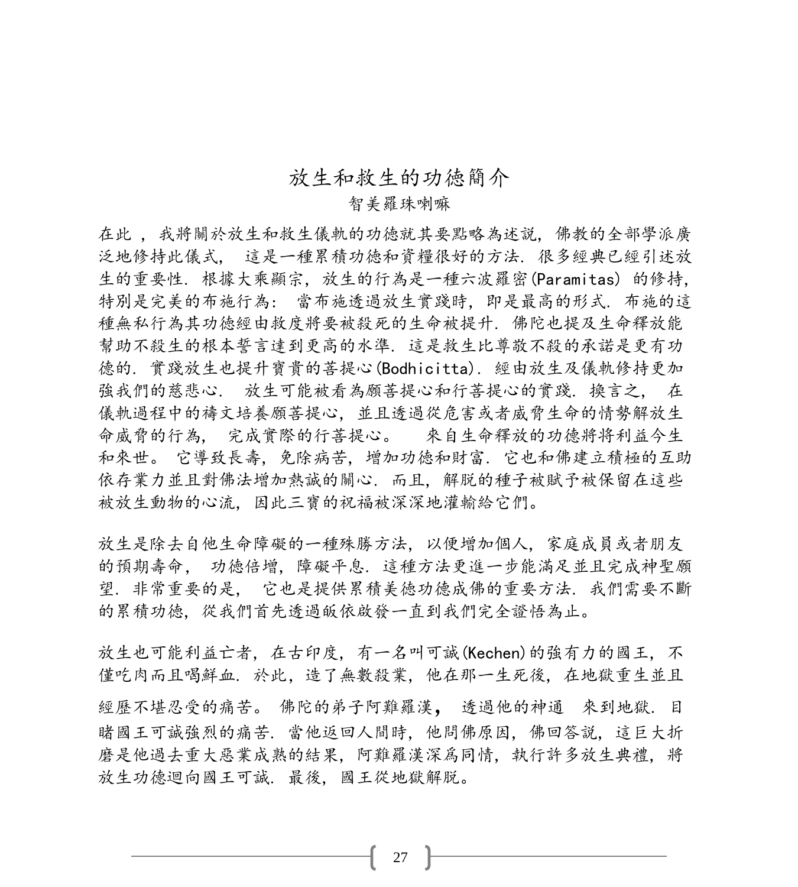# 放生和救生的功德簡介

智美羅珠喇嘛

在此 ，我將關於放生和救生儀軌的功德就其要點略為述說，佛教的全部學派廣泛地修持此儀式， 這是一種累積功德和資糧很好的方法．很多經典已經引述放生的重要性．根據大乘顯宗，放生的行為是一種六波羅密(Paramitas) 的修持，特別是完美的布施行為： 當布施透過放生實踐時，即是最高的形式．布施的這種無私行為其功德經由救度將要被殺死的生命被提升．佛陀也提及生命釋放能幫助不殺生的根本誓言達到更高的水準．這是救生比尊敬不殺的承諾是更有功德的．實踐放生也提升寶貴的菩提心(Bodhicitta)．經由放生及儀軌修持更加強我們的慈悲心． 放生可能被看為願菩提心和行菩提心的實踐．換言之， 在儀軌過程中的禱文培養願菩提心，並且透過從危害或者威脅生命的情勢解放生命威脅的行為， 完成實際的行菩提心。 來自生命釋放的功德將將利益今生和來世。 它導致長壽，免除病苦，增加功德和財富．它也和佛建立積極的互助依存業力並且對佛法增加熱誠的關心．而且，解脫的種子被賦予被保留在這些被放生動物的心流，因此三寶的祝福被深深地灌輸給它們。

放生是除去自他生命障礙的一種殊勝方法，以便增加個人，家庭成員或者朋友的預期壽命， 功德倍增，障礙平息．這種方法更進一步能滿足並且完成神聖願望．非常重要的是， 它也是提供累積美德功德成佛的重要方法．我們需要不斷的累積功德，從我們首先透過皈依啟發一直到我們完全證悟為止。

放生也可能利益亡者，在古印度，有一名叫可誠(Kechen)的強有力的國王，不僅吃肉而且喝鮮血．於此，造了無數殺業，他在那一生死後，在地獄重生並且經歷不堪忍受的痛苦。 佛陀的弟子阿難羅漢， 透過他的神通 來到地獄．目睹國王可誠強烈的痛苦．當他返回人間時，他問佛原因，佛回答說，這巨大折磨是他過去重大惡業成熟的結果，阿難羅漢深爲同情，執行許多放生典禮，將放生功德迴向國王可誠．最後，國王從地獄解脫。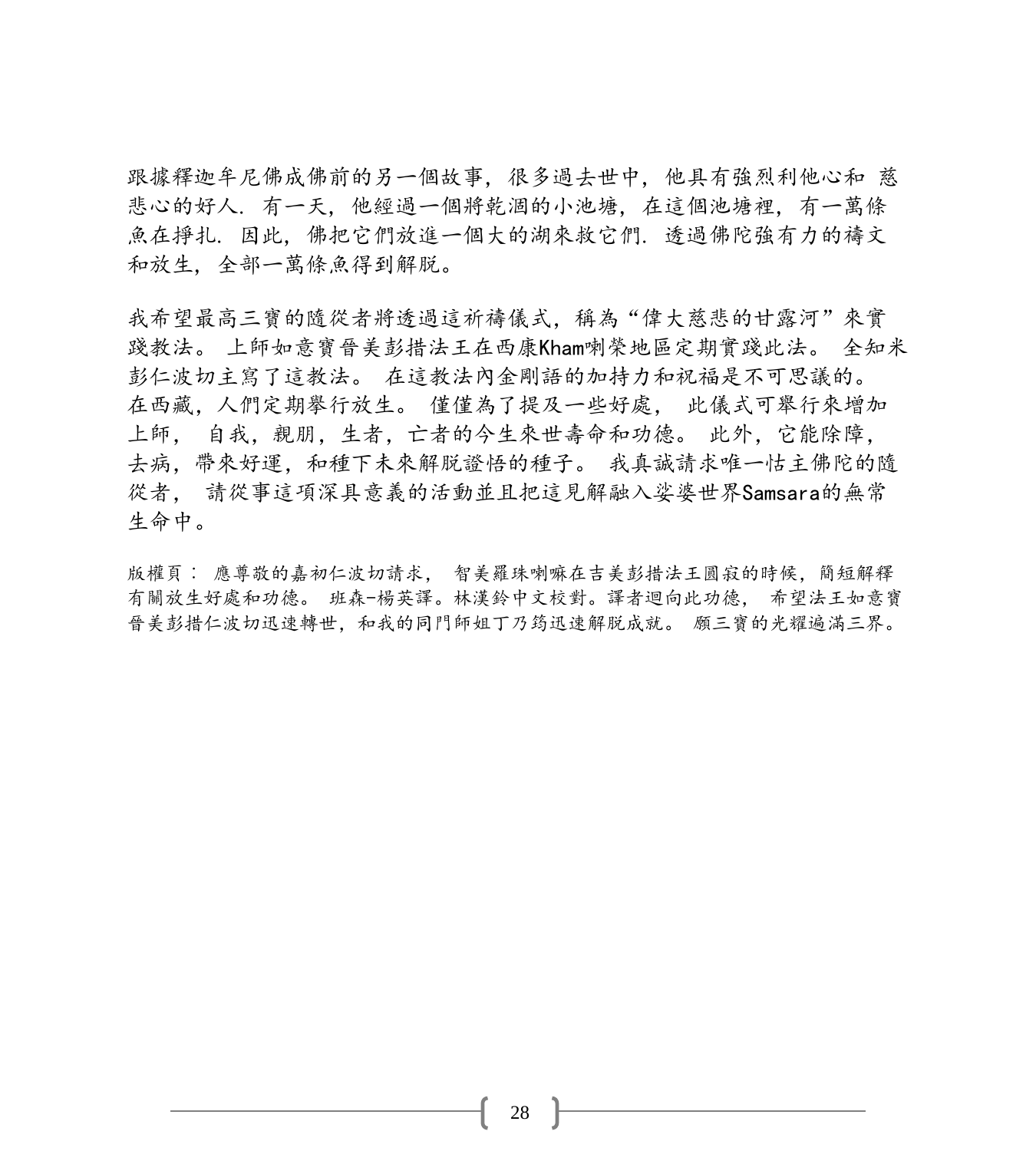跟據釋迦牟尼佛成佛前的另一個故事，很多過去世中，他具有強烈利他心和 慈悲心的好人. 有一天，他經過一個將乾涸的小池塘，在這個池塘裡，有一萬條魚在掙扎. 因此，佛把它們放進一個大的湖來救它們. 透過佛陀強有力的禱文和放生，全部一萬條魚得到解脫。

我希望最高三寶的隨從者將透過這祈禱儀式，稱為“偉大慈悲的甘露河”來實踐教法。 上師如意寶晉美彭措法王在西康Kham喇榮地區定期實踐此法。 全知米彭仁波切主寫了這教法。 在這教法內金剛語的加持力和祝福是不可思議的。 在西藏，人們定期舉行放生。 僅僅為了提及一些好處， 此儀式可舉行來增加上師， 自我，親朋，生者，亡者的今生來世壽命和功德。 此外，它能除障，去病，帶來好運，和種下未來解脫證悟的種子。 我真誠請求唯一怙主佛陀的隨從者， 請從事這項深具意義的活動並且把這見解融入娑婆世界Samsara的無常生命中。

版權頁： 應尊敬的嘉初仁波切請求， 智美羅珠喇嘛在吉美彭措法王圓寂的時候，簡短解釋有關放生好處和功德。 班森-楊英譯。林漢鈴中文校對。譯者迴向此功德， 希望法王如意寶晉美彭措仁波切迅速轉世，和我的同門師姐丁乃筠迅速解脫成就。 願三寶的光耀遍滿三界。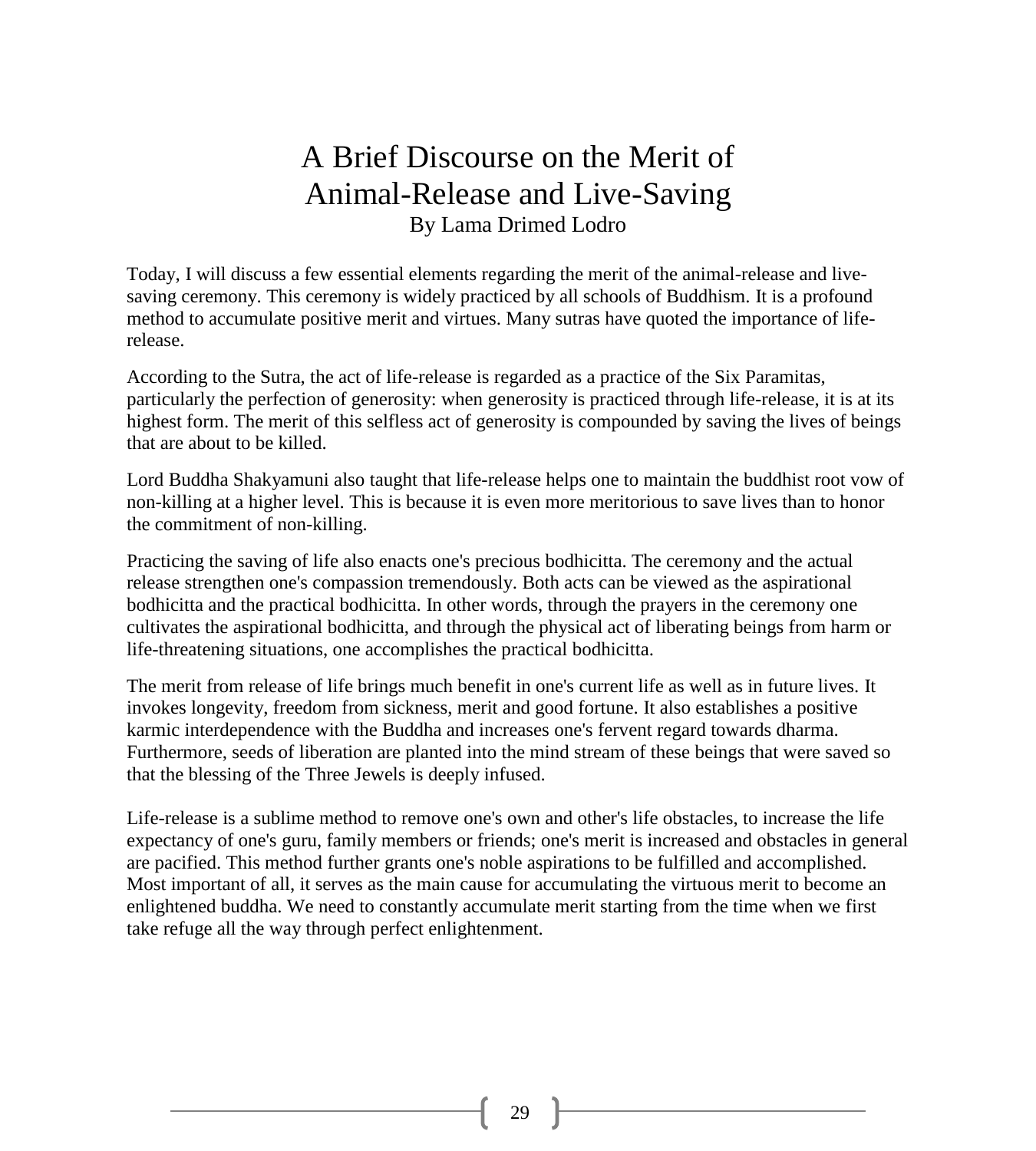# A Brief Discourse on the Merit of Animal-Release and Live-Saving

By Lama Drimed Lodro

Today, I will discuss a few essential elements regarding the merit of the animal-release and live-saving ceremony. This ceremony is widely practiced by all schools of Buddhism. It is a profound method to accumulate positive merit and virtues. Many sutras have quoted the importance of life-release.

According to the Sutra, the act of life-release is regarded as a practice of the Six Paramitas, particularly the perfection of generosity: when generosity is practiced through life-release, it is at its highest form. The merit of this selfless act of generosity is compounded by saving the lives of beings that are about to be killed.

Lord Buddha Shakyamuni also taught that life-release helps one to maintain the buddhist root vow of non-killing at a higher level. This is because it is even more meritorious to save lives than to honor the commitment of non-killing.

Practicing the saving of life also enacts one's precious bodhicitta. The ceremony and the actual release strengthen one's compassion tremendously. Both acts can be viewed as the aspirational bodhicitta and the practical bodhicitta. In other words, through the prayers in the ceremony one cultivates the aspirational bodhicitta, and through the physical act of liberating beings from harm or life-threatening situations, one accomplishes the practical bodhicitta.

The merit from release of life brings much benefit in one's current life as well as in future lives. It invokes longevity, freedom from sickness, merit and good fortune. It also establishes a positive karmic interdependence with the Buddha and increases one's fervent regard towards dharma. Furthermore, seeds of liberation are planted into the mind stream of these beings that were saved so that the blessing of the Three Jewels is deeply infused.

Life-release is a sublime method to remove one's own and other's life obstacles, to increase the life expectancy of one's guru, family members or friends; one's merit is increased and obstacles in general are pacified. This method further grants one's noble aspirations to be fulfilled and accomplished. Most important of all, it serves as the main cause for accumulating the virtuous merit to become an enlightened buddha. We need to constantly accumulate merit starting from the time when we first take refuge all the way through perfect enlightenment.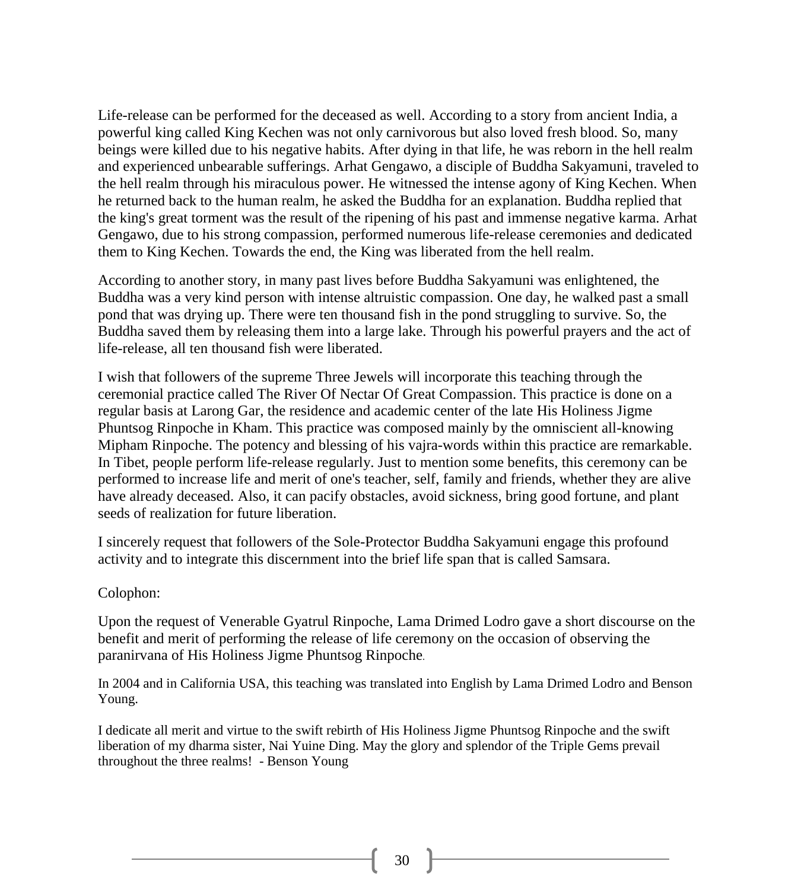Life-release can be performed for the deceased as well. According to a story from ancient India, a powerful king called King Kechen was not only carnivorous but also loved fresh blood. So, many beings were killed due to his negative habits. After dying in that life, he was reborn in the hell realm and experienced unbearable sufferings. Arhat Gengawo, a disciple of Buddha Sakyamuni, traveled to the hell realm through his miraculous power. He witnessed the intense agony of King Kechen. When he returned back to the human realm, he asked the Buddha for an explanation. Buddha replied that the king's great torment was the result of the ripening of his past and immense negative karma. Arhat Gengawo, due to his strong compassion, performed numerous life-release ceremonies and dedicated them to King Kechen. Towards the end, the King was liberated from the hell realm.

According to another story, in many past lives before Buddha Sakyamuni was enlightened, the Buddha was a very kind person with intense altruistic compassion. One day, he walked past a small pond that was drying up. There were ten thousand fish in the pond struggling to survive. So, the Buddha saved them by releasing them into a large lake. Through his powerful prayers and the act of life-release, all ten thousand fish were liberated.

I wish that followers of the supreme Three Jewels will incorporate this teaching through the ceremonial practice called The River Of Nectar Of Great Compassion. This practice is done on a regular basis at Larong Gar, the residence and academic center of the late His Holiness Jigme Phuntsog Rinpoche in Kham. This practice was composed mainly by the omniscient all-knowing Mipham Rinpoche. The potency and blessing of his vajra-words within this practice are remarkable. In Tibet, people perform life-release regularly. Just to mention some benefits, this ceremony can be performed to increase life and merit of one's teacher, self, family and friends, whether they are alive have already deceased. Also, it can pacify obstacles, avoid sickness, bring good fortune, and plant seeds of realization for future liberation.

I sincerely request that followers of the Sole-Protector Buddha Sakyamuni engage this profound activity and to integrate this discernment into the brief life span that is called Samsara.

Colophon:

Upon the request of Venerable Gyatrul Rinpoche, Lama Drimed Lodro gave a short discourse on the benefit and merit of performing the release of life ceremony on the occasion of observing the paranirvana of His Holiness Jigme Phuntsog Rinpoche.

In 2004 and in California USA, this teaching was translated into English by Lama Drimed Lodro and Benson Young.

I dedicate all merit and virtue to the swift rebirth of His Holiness Jigme Phuntsog Rinpoche and the swift liberation of my dharma sister, Nai Yuine Ding. May the glory and splendor of the Triple Gems prevail throughout the three realms! - Benson Young